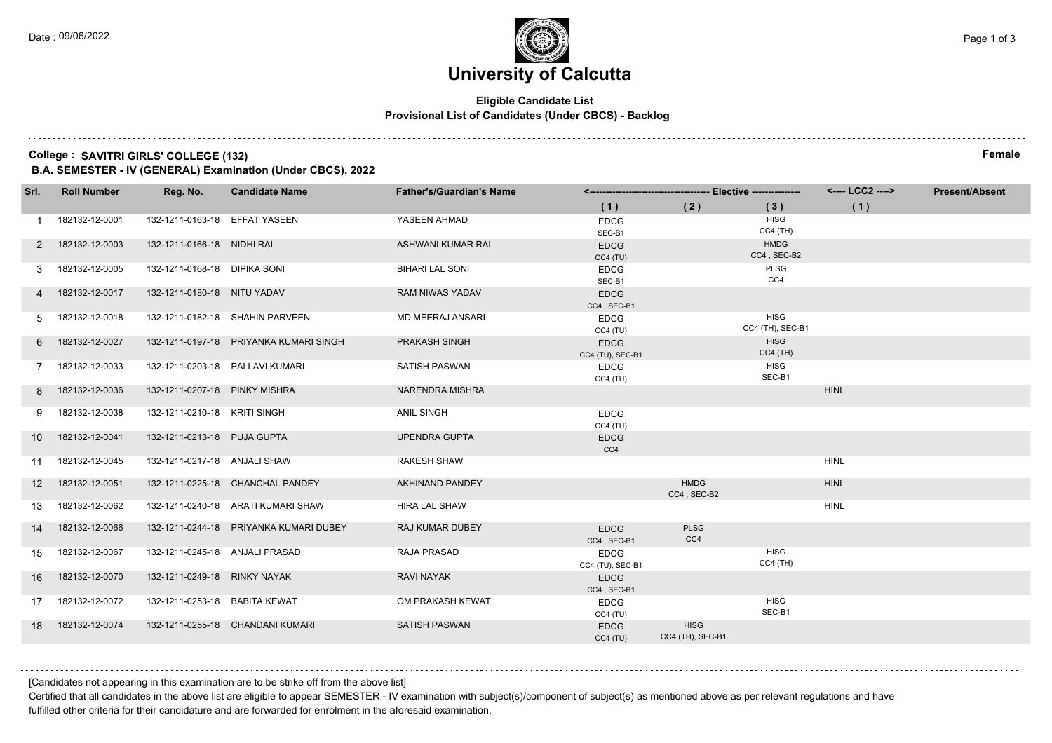Date : 09/06/2022

# University of Calcutta

**Eligible Candidate List**
**Provisional List of Candidates (Under CBCS) - Backlog**

**College : SAVITRI GIRLS' COLLEGE (132)** **Female**
**B.A. SEMESTER - IV (GENERAL) Examination (Under CBCS), 2022**

| Srl. | Roll Number | Reg. No. | Candidate Name | Father's/Guardian's Name | Elective (1) | Elective (2) | Elective (3) | LCC2 (1) | Present/Absent |
|---|---|---|---|---|---|---|---|---|---|
| 1 | 182132-12-0001 | 132-1211-0163-18 | EFFAT YASEEN | YASEEN AHMAD | EDCG SEC-B1 | | HISG CC4 (TH) | | |
| 2 | 182132-12-0003 | 132-1211-0166-18 | NIDHI RAI | ASHWANI KUMAR RAI | EDCG CC4 (TU) | | HMDG CC4 , SEC-B2 | | |
| 3 | 182132-12-0005 | 132-1211-0168-18 | DIPIKA SONI | BIHARI LAL SONI | EDCG SEC-B1 | | PLSG CC4 | | |
| 4 | 182132-12-0017 | 132-1211-0180-18 | NITU YADAV | RAM NIWAS YADAV | EDCG CC4 , SEC-B1 | | | | |
| 5 | 182132-12-0018 | 132-1211-0182-18 | SHAHIN PARVEEN | MD MEERAJ ANSARI | EDCG CC4 (TU) | | HISG CC4 (TH), SEC-B1 | | |
| 6 | 182132-12-0027 | 132-1211-0197-18 | PRIYANKA KUMARI SINGH | PRAKASH SINGH | EDCG CC4 (TU), SEC-B1 | | HISG CC4 (TH) | | |
| 7 | 182132-12-0033 | 132-1211-0203-18 | PALLAVI KUMARI | SATISH PASWAN | EDCG CC4 (TU) | | HISG SEC-B1 | | |
| 8 | 182132-12-0036 | 132-1211-0207-18 | PINKY MISHRA | NARENDRA MISHRA | | | | HINL | |
| 9 | 182132-12-0038 | 132-1211-0210-18 | KRITI SINGH | ANIL SINGH | EDCG CC4 (TU) | | | | |
| 10 | 182132-12-0041 | 132-1211-0213-18 | PUJA GUPTA | UPENDRA GUPTA | EDCG CC4 | | | | |
| 11 | 182132-12-0045 | 132-1211-0217-18 | ANJALI SHAW | RAKESH SHAW | | | | HINL | |
| 12 | 182132-12-0051 | 132-1211-0225-18 | CHANCHAL PANDEY | AKHINAND PANDEY | | HMDG CC4 , SEC-B2 | | HINL | |
| 13 | 182132-12-0062 | 132-1211-0240-18 | ARATI KUMARI SHAW | HIRA LAL SHAW | | | | HINL | |
| 14 | 182132-12-0066 | 132-1211-0244-18 | PRIYANKA KUMARI DUBEY | RAJ KUMAR DUBEY | EDCG CC4 , SEC-B1 | PLSG CC4 | | | |
| 15 | 182132-12-0067 | 132-1211-0245-18 | ANJALI PRASAD | RAJA PRASAD | EDCG CC4 (TU), SEC-B1 | | HISG CC4 (TH) | | |
| 16 | 182132-12-0070 | 132-1211-0249-18 | RINKY NAYAK | RAVI NAYAK | EDCG CC4 , SEC-B1 | | | | |
| 17 | 182132-12-0072 | 132-1211-0253-18 | BABITA KEWAT | OM PRAKASH KEWAT | EDCG CC4 (TU) | | HISG SEC-B1 | | |
| 18 | 182132-12-0074 | 132-1211-0255-18 | CHANDANI KUMARI | SATISH PASWAN | EDCG CC4 (TU) | HISG CC4 (TH), SEC-B1 | | | |

[Candidates not appearing in this examination are to be strike off from the above list]

Certified that all candidates in the above list are eligible to appear SEMESTER - IV examination with subject(s)/component of subject(s) as mentioned above as per relevant regulations and have fulfilled other criteria for their candidature and are forwarded for enrolment in the aforesaid examination.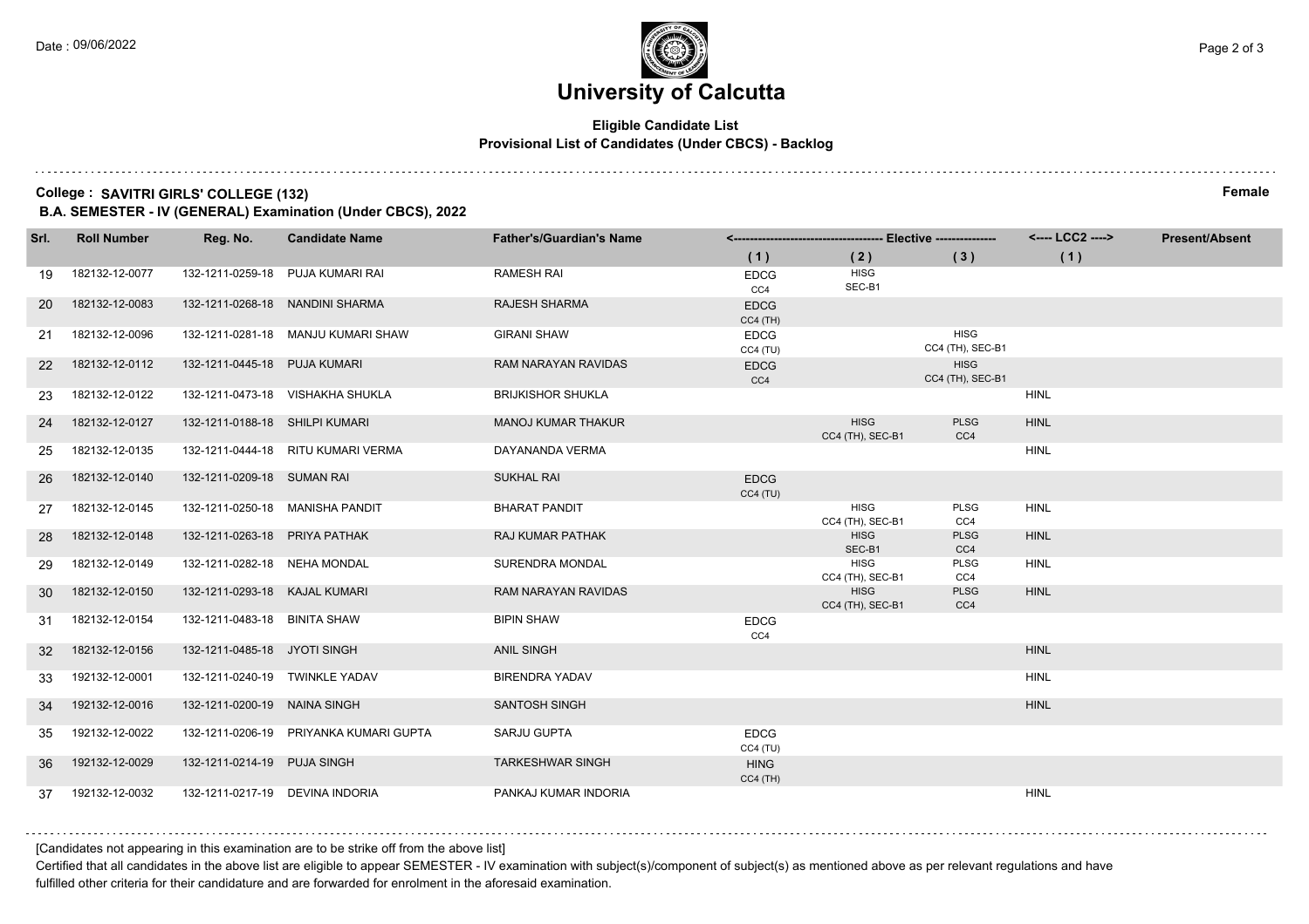# University of Calcutta

**Eligible Candidate List**
**Provisional List of Candidates (Under CBCS) - Backlog**

**College : SAVITRI GIRLS' COLLEGE (132)** **Female**

**B.A. SEMESTER - IV (GENERAL) Examination (Under CBCS), 2022**

| Srl. | Roll Number | Reg. No. | Candidate Name | Father's/Guardian's Name | Elective (1) | Elective (2) | Elective (3) | LCC2 (1) | Present/Absent |
|---|---|---|---|---|---|---|---|---|---|
| 19 | 182132-12-0077 | 132-1211-0259-18 | PUJA KUMARI RAI | RAMESH RAI | EDCG CC4 | HISG SEC-B1 | | | |
| 20 | 182132-12-0083 | 132-1211-0268-18 | NANDINI SHARMA | RAJESH SHARMA | EDCG CC4 (TH) | | | | |
| 21 | 182132-12-0096 | 132-1211-0281-18 | MANJU KUMARI SHAW | GIRANI SHAW | EDCG CC4 (TU) | | HISG CC4 (TH), SEC-B1 | | |
| 22 | 182132-12-0112 | 132-1211-0445-18 | PUJA KUMARI | RAM NARAYAN RAVIDAS | EDCG CC4 | | HISG CC4 (TH), SEC-B1 | | |
| 23 | 182132-12-0122 | 132-1211-0473-18 | VISHAKHA SHUKLA | BRIJKISHOR SHUKLA | | | | HINL | |
| 24 | 182132-12-0127 | 132-1211-0188-18 | SHILPI KUMARI | MANOJ KUMAR THAKUR | | HISG CC4 (TH), SEC-B1 | PLSG CC4 | HINL | |
| 25 | 182132-12-0135 | 132-1211-0444-18 | RITU KUMARI VERMA | DAYANANDA VERMA | | | | HINL | |
| 26 | 182132-12-0140 | 132-1211-0209-18 | SUMAN RAI | SUKHAL RAI | EDCG CC4 (TU) | | | | |
| 27 | 182132-12-0145 | 132-1211-0250-18 | MANISHA PANDIT | BHARAT PANDIT | | HISG CC4 (TH), SEC-B1 | PLSG CC4 | HINL | |
| 28 | 182132-12-0148 | 132-1211-0263-18 | PRIYA PATHAK | RAJ KUMAR PATHAK | | HISG SEC-B1 | PLSG CC4 | HINL | |
| 29 | 182132-12-0149 | 132-1211-0282-18 | NEHA MONDAL | SURENDRA MONDAL | | HISG CC4 (TH), SEC-B1 | PLSG CC4 | HINL | |
| 30 | 182132-12-0150 | 132-1211-0293-18 | KAJAL KUMARI | RAM NARAYAN RAVIDAS | | HISG CC4 (TH), SEC-B1 | PLSG CC4 | HINL | |
| 31 | 182132-12-0154 | 132-1211-0483-18 | BINITA SHAW | BIPIN SHAW | EDCG CC4 | | | | |
| 32 | 182132-12-0156 | 132-1211-0485-18 | JYOTI SINGH | ANIL SINGH | | | | HINL | |
| 33 | 192132-12-0001 | 132-1211-0240-19 | TWINKLE YADAV | BIRENDRA YADAV | | | | HINL | |
| 34 | 192132-12-0016 | 132-1211-0200-19 | NAINA SINGH | SANTOSH SINGH | | | | HINL | |
| 35 | 192132-12-0022 | 132-1211-0206-19 | PRIYANKA KUMARI GUPTA | SARJU GUPTA | EDCG CC4 (TU) | | | | |
| 36 | 192132-12-0029 | 132-1211-0214-19 | PUJA SINGH | TARKESHWAR SINGH | HING CC4 (TH) | | | | |
| 37 | 192132-12-0032 | 132-1211-0217-19 | DEVINA INDORIA | PANKAJ KUMAR INDORIA | | | | HINL | |

[Candidates not appearing in this examination are to be strike off from the above list]

Certified that all candidates in the above list are eligible to appear SEMESTER - IV examination with subject(s)/component of subject(s) as mentioned above as per relevant regulations and have fulfilled other criteria for their candidature and are forwarded for enrolment in the aforesaid examination.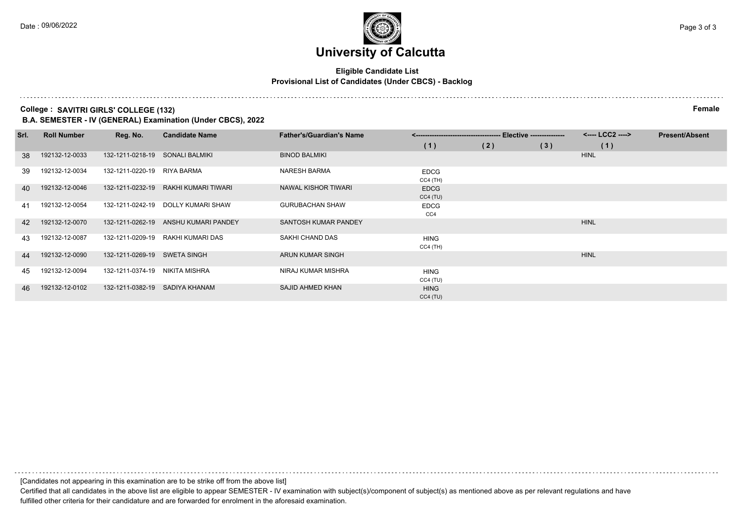# University of Calcutta

**Eligible Candidate List**
**Provisional List of Candidates (Under CBCS) - Backlog**

**College : SAVITRI GIRLS' COLLEGE (132)** **Female**

**B.A. SEMESTER - IV (GENERAL) Examination (Under CBCS), 2022**

| Srl. | Roll Number | Reg. No. | Candidate Name | Father's/Guardian's Name | Elective | | | LCC2 | Present/Absent |
|---|---|---|---|---|---|---|---|---|---|
| | | | | | (1) | (2) | (3) | (1) | |
| 38 | 192132-12-0033 | 132-1211-0218-19 | SONALI BALMIKI | BINOD BALMIKI | | | | HINL | |
| 39 | 192132-12-0034 | 132-1211-0220-19 | RIYA BARMA | NARESH BARMA | EDCG CC4 (TH) | | | | |
| 40 | 192132-12-0046 | 132-1211-0232-19 | RAKHI KUMARI TIWARI | NAWAL KISHOR TIWARI | EDCG CC4 (TU) | | | | |
| 41 | 192132-12-0054 | 132-1211-0242-19 | DOLLY KUMARI SHAW | GURUBACHAN SHAW | EDCG CC4 | | | | |
| 42 | 192132-12-0070 | 132-1211-0262-19 | ANSHU KUMARI PANDEY | SANTOSH KUMAR PANDEY | | | | HINL | |
| 43 | 192132-12-0087 | 132-1211-0209-19 | RAKHI KUMARI DAS | SAKHI CHAND DAS | HING CC4 (TH) | | | | |
| 44 | 192132-12-0090 | 132-1211-0269-19 | SWETA SINGH | ARUN KUMAR SINGH | | | | HINL | |
| 45 | 192132-12-0094 | 132-1211-0374-19 | NIKITA MISHRA | NIRAJ KUMAR MISHRA | HING CC4 (TU) | | | | |
| 46 | 192132-12-0102 | 132-1211-0382-19 | SADIYA KHANAM | SAJID AHMED KHAN | HING CC4 (TU) | | | | |

[Candidates not appearing in this examination are to be strike off from the above list]

Certified that all candidates in the above list are eligible to appear SEMESTER - IV examination with subject(s)/component of subject(s) as mentioned above as per relevant regulations and have fulfilled other criteria for their candidature and are forwarded for enrolment in the aforesaid examination.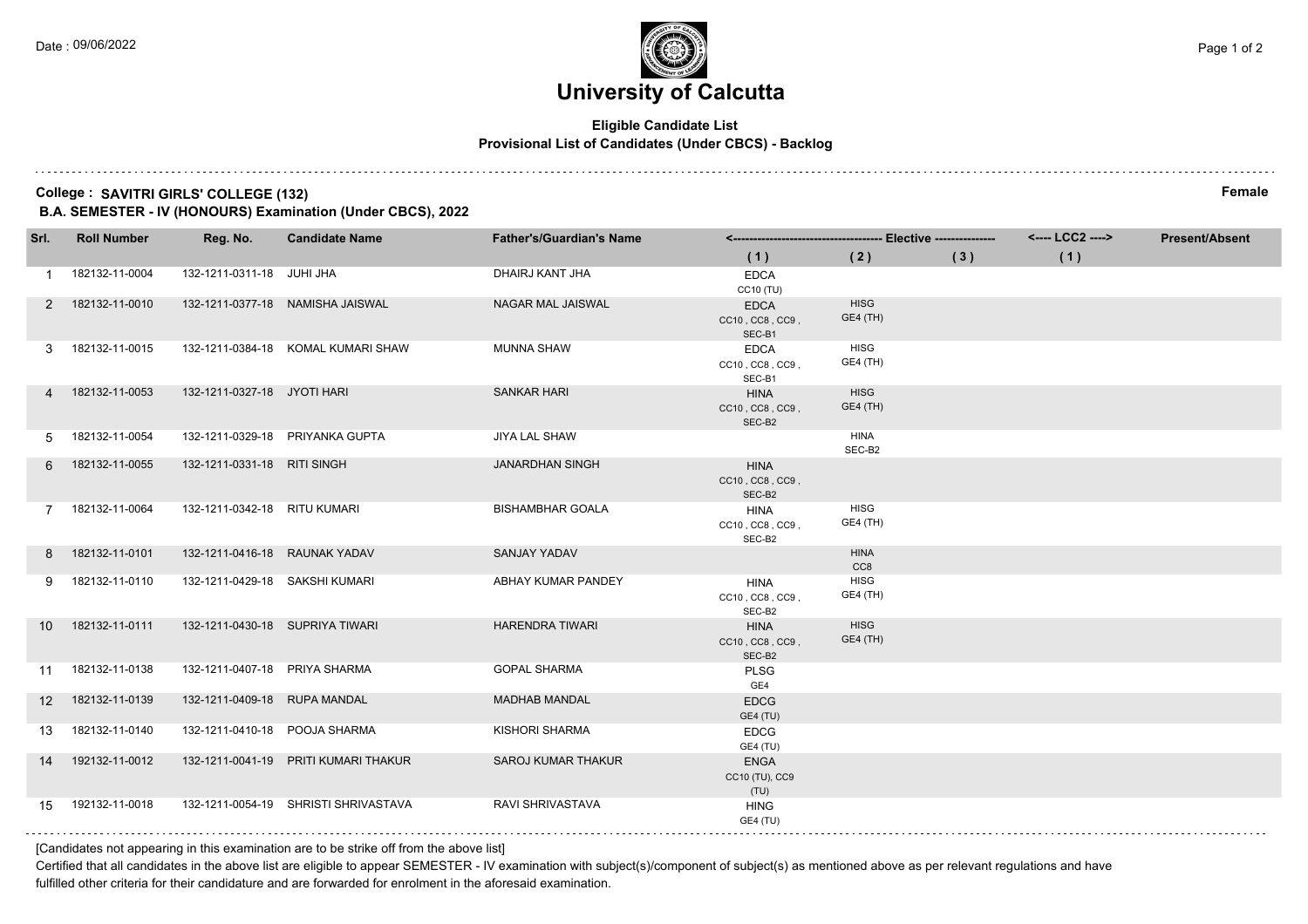# University of Calcutta

**Eligible Candidate List**
**Provisional List of Candidates (Under CBCS) - Backlog**

**College : SAVITRI GIRLS' COLLEGE (132)** **Female**
**B.A. SEMESTER - IV (HONOURS) Examination (Under CBCS), 2022**

| Srl. | Roll Number | Reg. No. | Candidate Name | Father's/Guardian's Name | Elective (1) | Elective (2) | Elective (3) | LCC2 (1) | Present/Absent |
|---|---|---|---|---|---|---|---|---|---|
| 1 | 182132-11-0004 | 132-1211-0311-18 | JUHI JHA | DHAIRJ KANT JHA | EDCA CC10 (TU) | | | | |
| 2 | 182132-11-0010 | 132-1211-0377-18 | NAMISHA JAISWAL | NAGAR MAL JAISWAL | EDCA CC10 , CC8 , CC9 , SEC-B1 | HISG GE4 (TH) | | | |
| 3 | 182132-11-0015 | 132-1211-0384-18 | KOMAL KUMARI SHAW | MUNNA SHAW | EDCA CC10 , CC8 , CC9 , SEC-B1 | HISG GE4 (TH) | | | |
| 4 | 182132-11-0053 | 132-1211-0327-18 | JYOTI HARI | SANKAR HARI | HINA CC10 , CC8 , CC9 , SEC-B2 | HISG GE4 (TH) | | | |
| 5 | 182132-11-0054 | 132-1211-0329-18 | PRIYANKA GUPTA | JIYA LAL SHAW | | HINA SEC-B2 | | | |
| 6 | 182132-11-0055 | 132-1211-0331-18 | RITI SINGH | JANARDHAN SINGH | HINA CC10 , CC8 , CC9 , SEC-B2 | | | | |
| 7 | 182132-11-0064 | 132-1211-0342-18 | RITU KUMARI | BISHAMBHAR GOALA | HINA CC10 , CC8 , CC9 , SEC-B2 | HISG GE4 (TH) | | | |
| 8 | 182132-11-0101 | 132-1211-0416-18 | RAUNAK YADAV | SANJAY YADAV | | HINA CC8 | | | |
| 9 | 182132-11-0110 | 132-1211-0429-18 | SAKSHI KUMARI | ABHAY KUMAR PANDEY | HINA CC10 , CC8 , CC9 , SEC-B2 | HISG GE4 (TH) | | | |
| 10 | 182132-11-0111 | 132-1211-0430-18 | SUPRIYA TIWARI | HARENDRA TIWARI | HINA CC10 , CC8 , CC9 , SEC-B2 | HISG GE4 (TH) | | | |
| 11 | 182132-11-0138 | 132-1211-0407-18 | PRIYA SHARMA | GOPAL SHARMA | PLSG GE4 | | | | |
| 12 | 182132-11-0139 | 132-1211-0409-18 | RUPA MANDAL | MADHAB MANDAL | EDCG GE4 (TU) | | | | |
| 13 | 182132-11-0140 | 132-1211-0410-18 | POOJA SHARMA | KISHORI SHARMA | EDCG GE4 (TU) | | | | |
| 14 | 192132-11-0012 | 132-1211-0041-19 | PRITI KUMARI THAKUR | SAROJ KUMAR THAKUR | ENGA CC10 (TU), CC9 (TU) | | | | |
| 15 | 192132-11-0018 | 132-1211-0054-19 | SHRISTI SHRIVASTAVA | RAVI SHRIVASTAVA | HING GE4 (TU) | | | | |

[Candidates not appearing in this examination are to be strike off from the above list]

Certified that all candidates in the above list are eligible to appear SEMESTER - IV examination with subject(s)/component of subject(s) as mentioned above as per relevant regulations and have fulfilled other criteria for their candidature and are forwarded for enrolment in the aforesaid examination.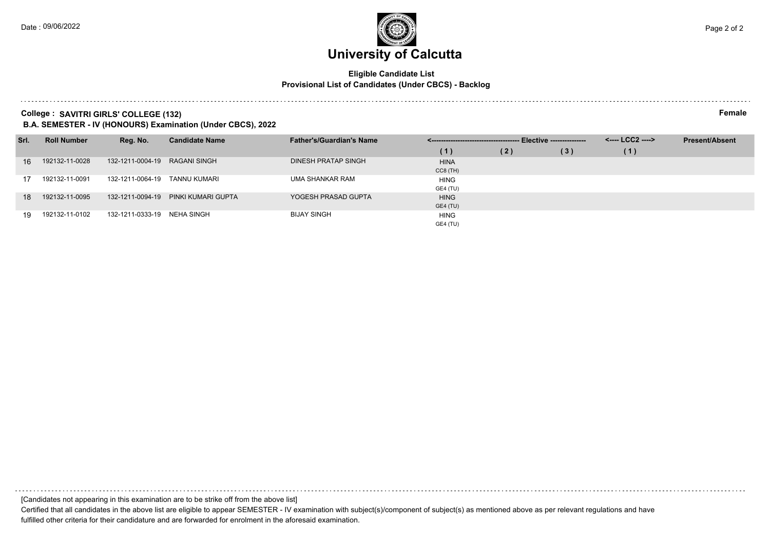# University of Calcutta

**Eligible Candidate List**
**Provisional List of Candidates (Under CBCS) - Backlog**

**College : SAVITRI GIRLS' COLLEGE (132)** **Female**
**B.A. SEMESTER - IV (HONOURS) Examination (Under CBCS), 2022**

| Srl. | Roll Number | Reg. No. | Candidate Name | Father's/Guardian's Name | Elective | | | LCC2 | Present/Absent |
|---|---|---|---|---|---|---|---|---|---|
| | | | | | (1) | (2) | (3) | (1) | |
| 16 | 192132-11-0028 | 132-1211-0004-19 | RAGANI SINGH | DINESH PRATAP SINGH | HINA CC8 (TH) | | | | |
| 17 | 192132-11-0091 | 132-1211-0064-19 | TANNU KUMARI | UMA SHANKAR RAM | HING GE4 (TU) | | | | |
| 18 | 192132-11-0095 | 132-1211-0094-19 | PINKI KUMARI GUPTA | YOGESH PRASAD GUPTA | HING GE4 (TU) | | | | |
| 19 | 192132-11-0102 | 132-1211-0333-19 | NEHA SINGH | BIJAY SINGH | HING GE4 (TU) | | | | |

[Candidates not appearing in this examination are to be strike off from the above list]

Certified that all candidates in the above list are eligible to appear SEMESTER - IV examination with subject(s)/component of subject(s) as mentioned above as per relevant regulations and have fulfilled other criteria for their candidature and are forwarded for enrolment in the aforesaid examination.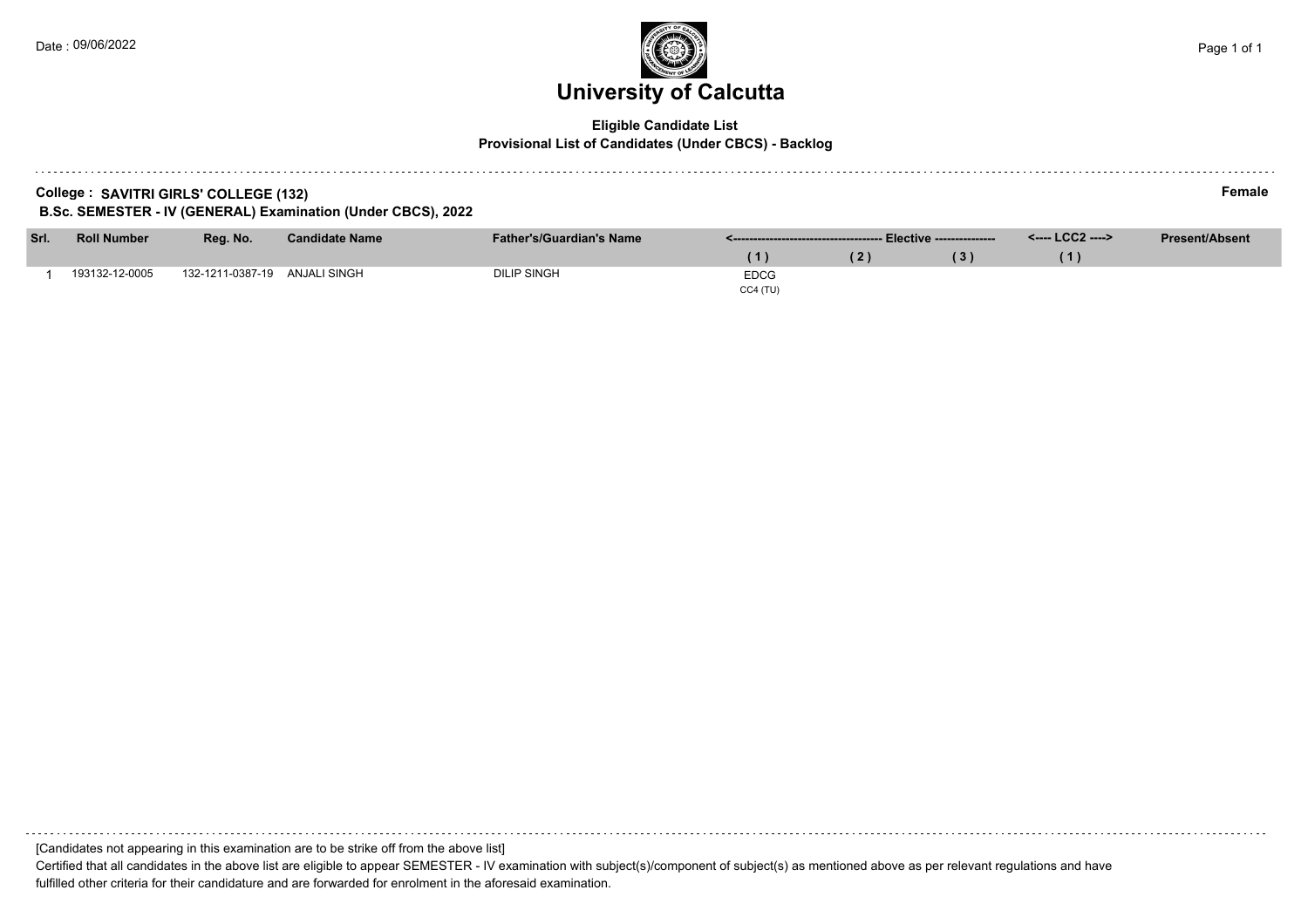# University of Calcutta

**Eligible Candidate List**
**Provisional List of Candidates (Under CBCS) - Backlog**

**College : SAVITRI GIRLS' COLLEGE (132)** **Female**
**B.Sc. SEMESTER - IV (GENERAL) Examination (Under CBCS), 2022**

| Srl. | Roll Number | Reg. No. | Candidate Name | Father's/Guardian's Name | Elective | | | LCC2 | Present/Absent |
|---|---|---|---|---|---|---|---|---|---|
| | | | | | (1) | (2) | (3) | (1) | |
| 1 | 193132-12-0005 | 132-1211-0387-19 | ANJALI SINGH | DILIP SINGH | EDCG CC4 (TU) | | | | |

[Candidates not appearing in this examination are to be strike off from the above list]

Certified that all candidates in the above list are eligible to appear SEMESTER - IV examination with subject(s)/component of subject(s) as mentioned above as per relevant regulations and have fulfilled other criteria for their candidature and are forwarded for enrolment in the aforesaid examination.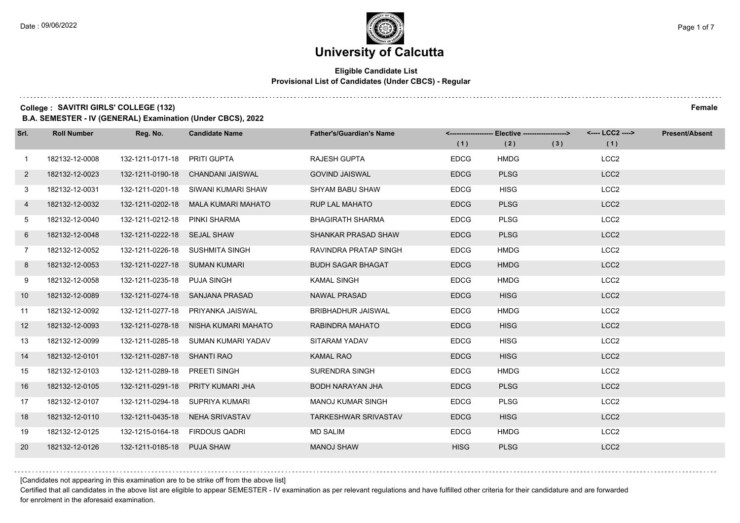# University of Calcutta

**Eligible Candidate List**
**Provisional List of Candidates (Under CBCS) - Regular**

**College : SAVITRI GIRLS' COLLEGE (132)** **Female**

**B.A. SEMESTER - IV (GENERAL) Examination (Under CBCS), 2022**

| Srl. | Roll Number | Reg. No. | Candidate Name | Father's/Guardian's Name | Elective (1) | Elective (2) | Elective (3) | LCC2 (1) | Present/Absent |
|---|---|---|---|---|---|---|---|---|---|
| 1 | 182132-12-0008 | 132-1211-0171-18 | PRITI GUPTA | RAJESH GUPTA | EDCG | HMDG | | LCC2 | |
| 2 | 182132-12-0023 | 132-1211-0190-18 | CHANDANI JAISWAL | GOVIND JAISWAL | EDCG | PLSG | | LCC2 | |
| 3 | 182132-12-0031 | 132-1211-0201-18 | SIWANI KUMARI SHAW | SHYAM BABU SHAW | EDCG | HISG | | LCC2 | |
| 4 | 182132-12-0032 | 132-1211-0202-18 | MALA KUMARI MAHATO | RUP LAL MAHATO | EDCG | PLSG | | LCC2 | |
| 5 | 182132-12-0040 | 132-1211-0212-18 | PINKI SHARMA | BHAGIRATH SHARMA | EDCG | PLSG | | LCC2 | |
| 6 | 182132-12-0048 | 132-1211-0222-18 | SEJAL SHAW | SHANKAR PRASAD SHAW | EDCG | PLSG | | LCC2 | |
| 7 | 182132-12-0052 | 132-1211-0226-18 | SUSHMITA SINGH | RAVINDRA PRATAP SINGH | EDCG | HMDG | | LCC2 | |
| 8 | 182132-12-0053 | 132-1211-0227-18 | SUMAN KUMARI | BUDH SAGAR BHAGAT | EDCG | HMDG | | LCC2 | |
| 9 | 182132-12-0058 | 132-1211-0235-18 | PUJA SINGH | KAMAL SINGH | EDCG | HMDG | | LCC2 | |
| 10 | 182132-12-0089 | 132-1211-0274-18 | SANJANA PRASAD | NAWAL PRASAD | EDCG | HISG | | LCC2 | |
| 11 | 182132-12-0092 | 132-1211-0277-18 | PRIYANKA JAISWAL | BRIBHADHUR JAISWAL | EDCG | HMDG | | LCC2 | |
| 12 | 182132-12-0093 | 132-1211-0278-18 | NISHA KUMARI MAHATO | RABINDRA MAHATO | EDCG | HISG | | LCC2 | |
| 13 | 182132-12-0099 | 132-1211-0285-18 | SUMAN KUMARI YADAV | SITARAM YADAV | EDCG | HISG | | LCC2 | |
| 14 | 182132-12-0101 | 132-1211-0287-18 | SHANTI RAO | KAMAL RAO | EDCG | HISG | | LCC2 | |
| 15 | 182132-12-0103 | 132-1211-0289-18 | PREETI SINGH | SURENDRA SINGH | EDCG | HMDG | | LCC2 | |
| 16 | 182132-12-0105 | 132-1211-0291-18 | PRITY KUMARI JHA | BODH NARAYAN JHA | EDCG | PLSG | | LCC2 | |
| 17 | 182132-12-0107 | 132-1211-0294-18 | SUPRIYA KUMARI | MANOJ KUMAR SINGH | EDCG | PLSG | | LCC2 | |
| 18 | 182132-12-0110 | 132-1211-0435-18 | NEHA SRIVASTAV | TARKESHWAR SRIVASTAV | EDCG | HISG | | LCC2 | |
| 19 | 182132-12-0125 | 132-1215-0164-18 | FIRDOUS QADRI | MD SALIM | EDCG | HMDG | | LCC2 | |
| 20 | 182132-12-0126 | 132-1211-0185-18 | PUJA SHAW | MANOJ SHAW | HISG | PLSG | | LCC2 | |

[Candidates not appearing in this examination are to be strike off from the above list]

Certified that all candidates in the above list are eligible to appear SEMESTER - IV examination as per relevant regulations and have fulfilled other criteria for their candidature and are forwarded for enrolment in the aforesaid examination.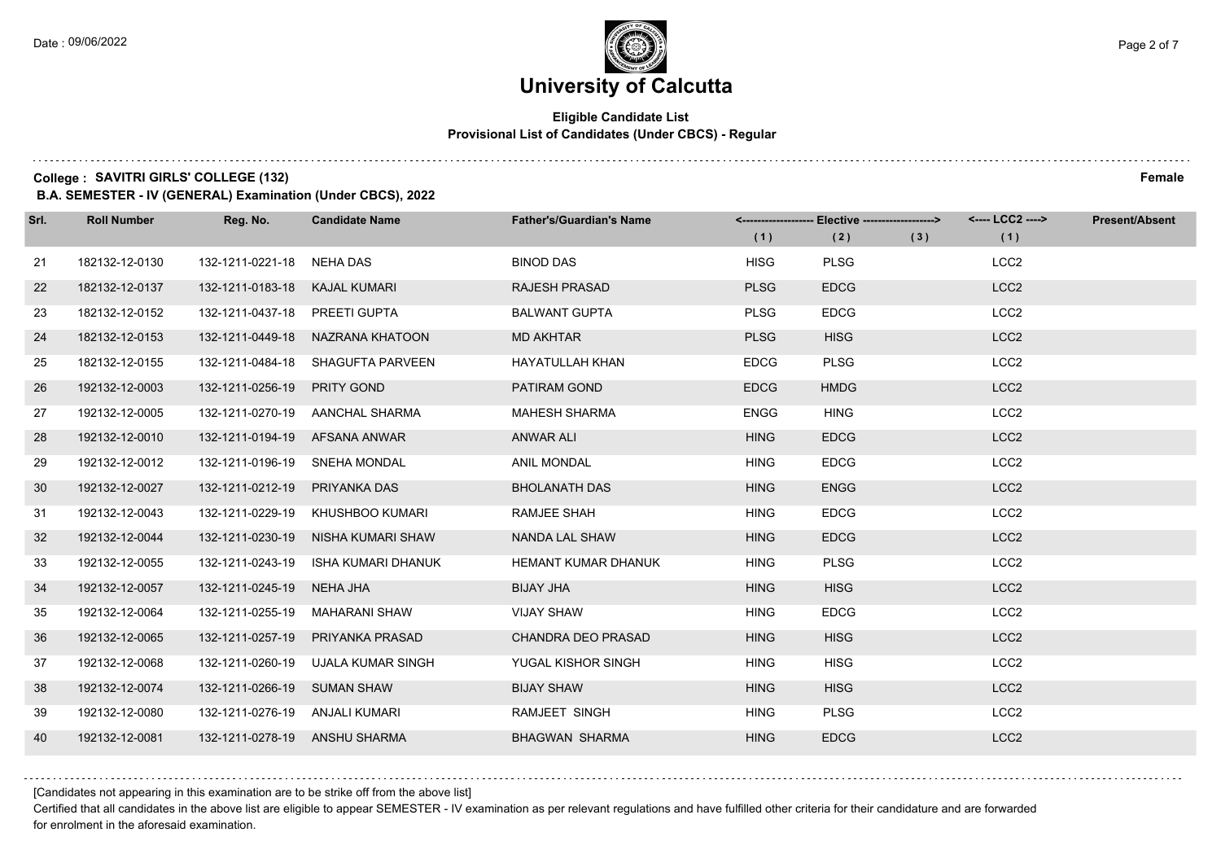# University of Calcutta

**Eligible Candidate List**
**Provisional List of Candidates (Under CBCS) - Regular**

**College : SAVITRI GIRLS' COLLEGE (132)** **Female**

**B.A. SEMESTER - IV (GENERAL) Examination (Under CBCS), 2022**

| Srl. | Roll Number | Reg. No. | Candidate Name | Father's/Guardian's Name | Elective (1) | Elective (2) | Elective (3) | LCC2 (1) | Present/Absent |
|---|---|---|---|---|---|---|---|---|---|
| 21 | 182132-12-0130 | 132-1211-0221-18 | NEHA DAS | BINOD DAS | HISG | PLSG | | LCC2 | |
| 22 | 182132-12-0137 | 132-1211-0183-18 | KAJAL KUMARI | RAJESH PRASAD | PLSG | EDCG | | LCC2 | |
| 23 | 182132-12-0152 | 132-1211-0437-18 | PREETI GUPTA | BALWANT GUPTA | PLSG | EDCG | | LCC2 | |
| 24 | 182132-12-0153 | 132-1211-0449-18 | NAZRANA KHATOON | MD AKHTAR | PLSG | HISG | | LCC2 | |
| 25 | 182132-12-0155 | 132-1211-0484-18 | SHAGUFTA PARVEEN | HAYATULLAH KHAN | EDCG | PLSG | | LCC2 | |
| 26 | 192132-12-0003 | 132-1211-0256-19 | PRITY GOND | PATIRAM GOND | EDCG | HMDG | | LCC2 | |
| 27 | 192132-12-0005 | 132-1211-0270-19 | AANCHAL SHARMA | MAHESH SHARMA | ENGG | HING | | LCC2 | |
| 28 | 192132-12-0010 | 132-1211-0194-19 | AFSANA ANWAR | ANWAR ALI | HING | EDCG | | LCC2 | |
| 29 | 192132-12-0012 | 132-1211-0196-19 | SNEHA MONDAL | ANIL MONDAL | HING | EDCG | | LCC2 | |
| 30 | 192132-12-0027 | 132-1211-0212-19 | PRIYANKA DAS | BHOLANATH DAS | HING | ENGG | | LCC2 | |
| 31 | 192132-12-0043 | 132-1211-0229-19 | KHUSHBOO KUMARI | RAMJEE SHAH | HING | EDCG | | LCC2 | |
| 32 | 192132-12-0044 | 132-1211-0230-19 | NISHA KUMARI SHAW | NANDA LAL SHAW | HING | EDCG | | LCC2 | |
| 33 | 192132-12-0055 | 132-1211-0243-19 | ISHA KUMARI DHANUK | HEMANT KUMAR DHANUK | HING | PLSG | | LCC2 | |
| 34 | 192132-12-0057 | 132-1211-0245-19 | NEHA JHA | BIJAY JHA | HING | HISG | | LCC2 | |
| 35 | 192132-12-0064 | 132-1211-0255-19 | MAHARANI SHAW | VIJAY SHAW | HING | EDCG | | LCC2 | |
| 36 | 192132-12-0065 | 132-1211-0257-19 | PRIYANKA PRASAD | CHANDRA DEO PRASAD | HING | HISG | | LCC2 | |
| 37 | 192132-12-0068 | 132-1211-0260-19 | UJALA KUMAR SINGH | YUGAL KISHOR SINGH | HING | HISG | | LCC2 | |
| 38 | 192132-12-0074 | 132-1211-0266-19 | SUMAN SHAW | BIJAY SHAW | HING | HISG | | LCC2 | |
| 39 | 192132-12-0080 | 132-1211-0276-19 | ANJALI KUMARI | RAMJEET SINGH | HING | PLSG | | LCC2 | |
| 40 | 192132-12-0081 | 132-1211-0278-19 | ANSHU SHARMA | BHAGWAN SHARMA | HING | EDCG | | LCC2 | |

[Candidates not appearing in this examination are to be strike off from the above list]

Certified that all candidates in the above list are eligible to appear SEMESTER - IV examination as per relevant regulations and have fulfilled other criteria for their candidature and are forwarded for enrolment in the aforesaid examination.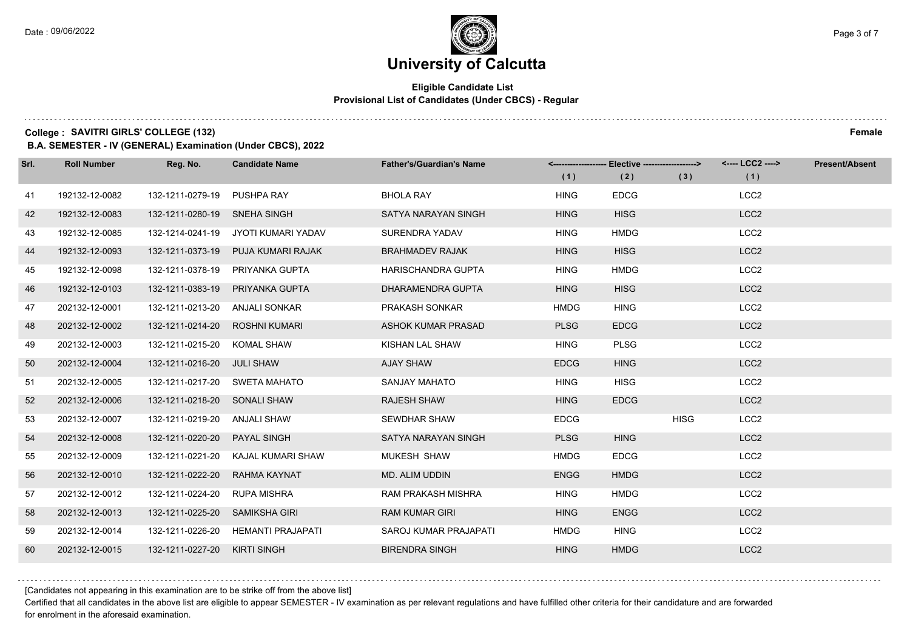# University of Calcutta

**Eligible Candidate List**
**Provisional List of Candidates (Under CBCS) - Regular**

**College : SAVITRI GIRLS' COLLEGE (132)** **Female**

**B.A. SEMESTER - IV (GENERAL) Examination (Under CBCS), 2022**

| Srl. | Roll Number | Reg. No. | Candidate Name | Father's/Guardian's Name | Elective (1) | Elective (2) | Elective (3) | LCC2 (1) | Present/Absent |
|---|---|---|---|---|---|---|---|---|---|
| 41 | 192132-12-0082 | 132-1211-0279-19 | PUSHPA RAY | BHOLA RAY | HING | EDCG | | LCC2 | |
| 42 | 192132-12-0083 | 132-1211-0280-19 | SNEHA SINGH | SATYA NARAYAN SINGH | HING | HISG | | LCC2 | |
| 43 | 192132-12-0085 | 132-1214-0241-19 | JYOTI KUMARI YADAV | SURENDRA YADAV | HING | HMDG | | LCC2 | |
| 44 | 192132-12-0093 | 132-1211-0373-19 | PUJA KUMARI RAJAK | BRAHMADEV RAJAK | HING | HISG | | LCC2 | |
| 45 | 192132-12-0098 | 132-1211-0378-19 | PRIYANKA GUPTA | HARISCHANDRA GUPTA | HING | HMDG | | LCC2 | |
| 46 | 192132-12-0103 | 132-1211-0383-19 | PRIYANKA GUPTA | DHARAMENDRA GUPTA | HING | HISG | | LCC2 | |
| 47 | 202132-12-0001 | 132-1211-0213-20 | ANJALI SONKAR | PRAKASH SONKAR | HMDG | HING | | LCC2 | |
| 48 | 202132-12-0002 | 132-1211-0214-20 | ROSHNI KUMARI | ASHOK KUMAR PRASAD | PLSG | EDCG | | LCC2 | |
| 49 | 202132-12-0003 | 132-1211-0215-20 | KOMAL SHAW | KISHAN LAL SHAW | HING | PLSG | | LCC2 | |
| 50 | 202132-12-0004 | 132-1211-0216-20 | JULI SHAW | AJAY SHAW | EDCG | HING | | LCC2 | |
| 51 | 202132-12-0005 | 132-1211-0217-20 | SWETA MAHATO | SANJAY MAHATO | HING | HISG | | LCC2 | |
| 52 | 202132-12-0006 | 132-1211-0218-20 | SONALI SHAW | RAJESH SHAW | HING | EDCG | | LCC2 | |
| 53 | 202132-12-0007 | 132-1211-0219-20 | ANJALI SHAW | SEWDHAR SHAW | EDCG | | HISG | LCC2 | |
| 54 | 202132-12-0008 | 132-1211-0220-20 | PAYAL SINGH | SATYA NARAYAN SINGH | PLSG | HING | | LCC2 | |
| 55 | 202132-12-0009 | 132-1211-0221-20 | KAJAL KUMARI SHAW | MUKESH SHAW | HMDG | EDCG | | LCC2 | |
| 56 | 202132-12-0010 | 132-1211-0222-20 | RAHMA KAYNAT | MD. ALIM UDDIN | ENGG | HMDG | | LCC2 | |
| 57 | 202132-12-0012 | 132-1211-0224-20 | RUPA MISHRA | RAM PRAKASH MISHRA | HING | HMDG | | LCC2 | |
| 58 | 202132-12-0013 | 132-1211-0225-20 | SAMIKSHA GIRI | RAM KUMAR GIRI | HING | ENGG | | LCC2 | |
| 59 | 202132-12-0014 | 132-1211-0226-20 | HEMANTI PRAJAPATI | SAROJ KUMAR PRAJAPATI | HMDG | HING | | LCC2 | |
| 60 | 202132-12-0015 | 132-1211-0227-20 | KIRTI SINGH | BIRENDRA SINGH | HING | HMDG | | LCC2 | |

[Candidates not appearing in this examination are to be strike off from the above list]

Certified that all candidates in the above list are eligible to appear SEMESTER - IV examination as per relevant regulations and have fulfilled other criteria for their candidature and are forwarded for enrolment in the aforesaid examination.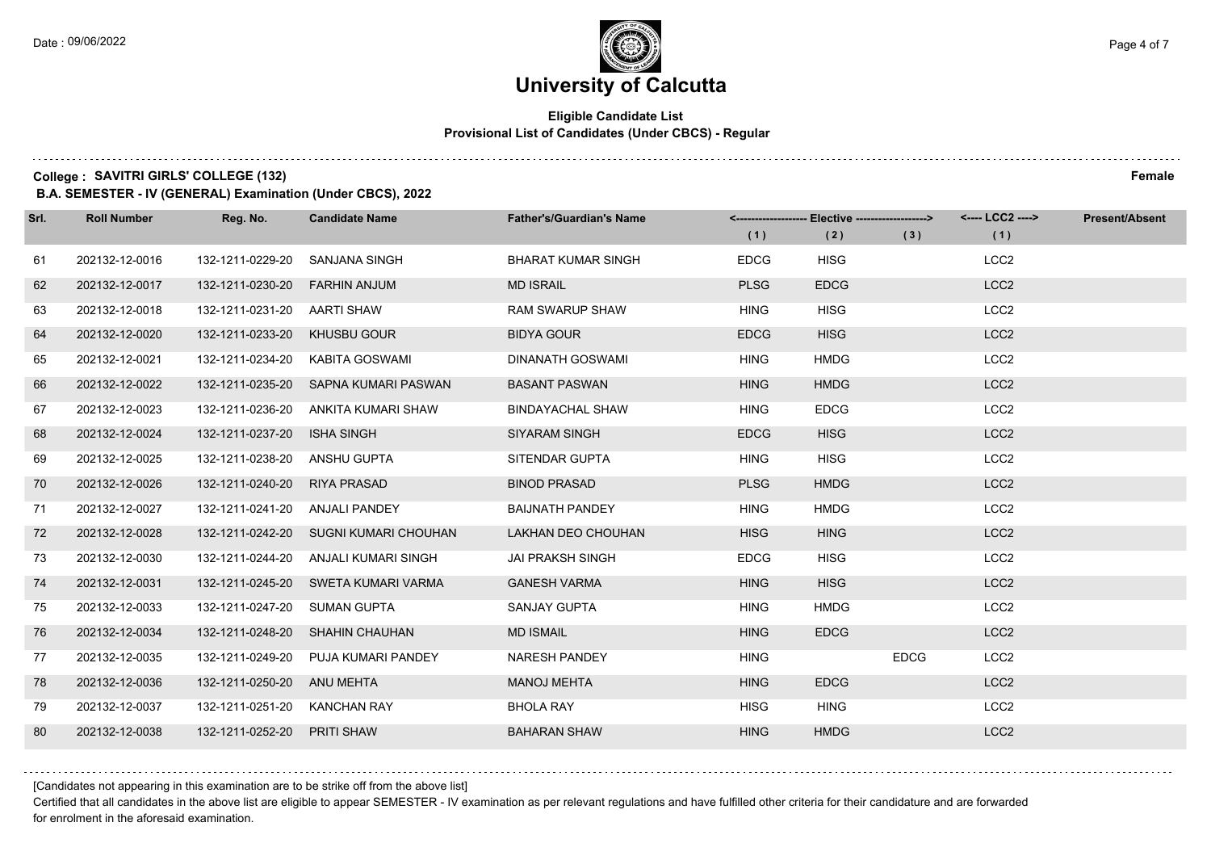# University of Calcutta

**Eligible Candidate List**
**Provisional List of Candidates (Under CBCS) - Regular**

**College : SAVITRI GIRLS' COLLEGE (132)** **Female**

**B.A. SEMESTER - IV (GENERAL) Examination (Under CBCS), 2022**

| Srl. | Roll Number | Reg. No. | Candidate Name | Father's/Guardian's Name | Elective (1) | Elective (2) | Elective (3) | LCC2 (1) | Present/Absent |
|---|---|---|---|---|---|---|---|---|---|
| 61 | 202132-12-0016 | 132-1211-0229-20 | SANJANA SINGH | BHARAT KUMAR SINGH | EDCG | HISG | | LCC2 | |
| 62 | 202132-12-0017 | 132-1211-0230-20 | FARHIN ANJUM | MD ISRAIL | PLSG | EDCG | | LCC2 | |
| 63 | 202132-12-0018 | 132-1211-0231-20 | AARTI SHAW | RAM SWARUP SHAW | HING | HISG | | LCC2 | |
| 64 | 202132-12-0020 | 132-1211-0233-20 | KHUSBU GOUR | BIDYA GOUR | EDCG | HISG | | LCC2 | |
| 65 | 202132-12-0021 | 132-1211-0234-20 | KABITA GOSWAMI | DINANATH GOSWAMI | HING | HMDG | | LCC2 | |
| 66 | 202132-12-0022 | 132-1211-0235-20 | SAPNA KUMARI PASWAN | BASANT PASWAN | HING | HMDG | | LCC2 | |
| 67 | 202132-12-0023 | 132-1211-0236-20 | ANKITA KUMARI SHAW | BINDAYACHAL SHAW | HING | EDCG | | LCC2 | |
| 68 | 202132-12-0024 | 132-1211-0237-20 | ISHA SINGH | SIYARAM SINGH | EDCG | HISG | | LCC2 | |
| 69 | 202132-12-0025 | 132-1211-0238-20 | ANSHU GUPTA | SITENDAR GUPTA | HING | HISG | | LCC2 | |
| 70 | 202132-12-0026 | 132-1211-0240-20 | RIYA PRASAD | BINOD PRASAD | PLSG | HMDG | | LCC2 | |
| 71 | 202132-12-0027 | 132-1211-0241-20 | ANJALI PANDEY | BAIJNATH PANDEY | HING | HMDG | | LCC2 | |
| 72 | 202132-12-0028 | 132-1211-0242-20 | SUGNI KUMARI CHOUHAN | LAKHAN DEO CHOUHAN | HISG | HING | | LCC2 | |
| 73 | 202132-12-0030 | 132-1211-0244-20 | ANJALI KUMARI SINGH | JAI PRAKSH SINGH | EDCG | HISG | | LCC2 | |
| 74 | 202132-12-0031 | 132-1211-0245-20 | SWETA KUMARI VARMA | GANESH VARMA | HING | HISG | | LCC2 | |
| 75 | 202132-12-0033 | 132-1211-0247-20 | SUMAN GUPTA | SANJAY GUPTA | HING | HMDG | | LCC2 | |
| 76 | 202132-12-0034 | 132-1211-0248-20 | SHAHIN CHAUHAN | MD ISMAIL | HING | EDCG | | LCC2 | |
| 77 | 202132-12-0035 | 132-1211-0249-20 | PUJA KUMARI PANDEY | NARESH PANDEY | HING | | EDCG | LCC2 | |
| 78 | 202132-12-0036 | 132-1211-0250-20 | ANU MEHTA | MANOJ MEHTA | HING | EDCG | | LCC2 | |
| 79 | 202132-12-0037 | 132-1211-0251-20 | KANCHAN RAY | BHOLA RAY | HISG | HING | | LCC2 | |
| 80 | 202132-12-0038 | 132-1211-0252-20 | PRITI SHAW | BAHARAN SHAW | HING | HMDG | | LCC2 | |

[Candidates not appearing in this examination are to be strike off from the above list]

Certified that all candidates in the above list are eligible to appear SEMESTER - IV examination as per relevant regulations and have fulfilled other criteria for their candidature and are forwarded for enrolment in the aforesaid examination.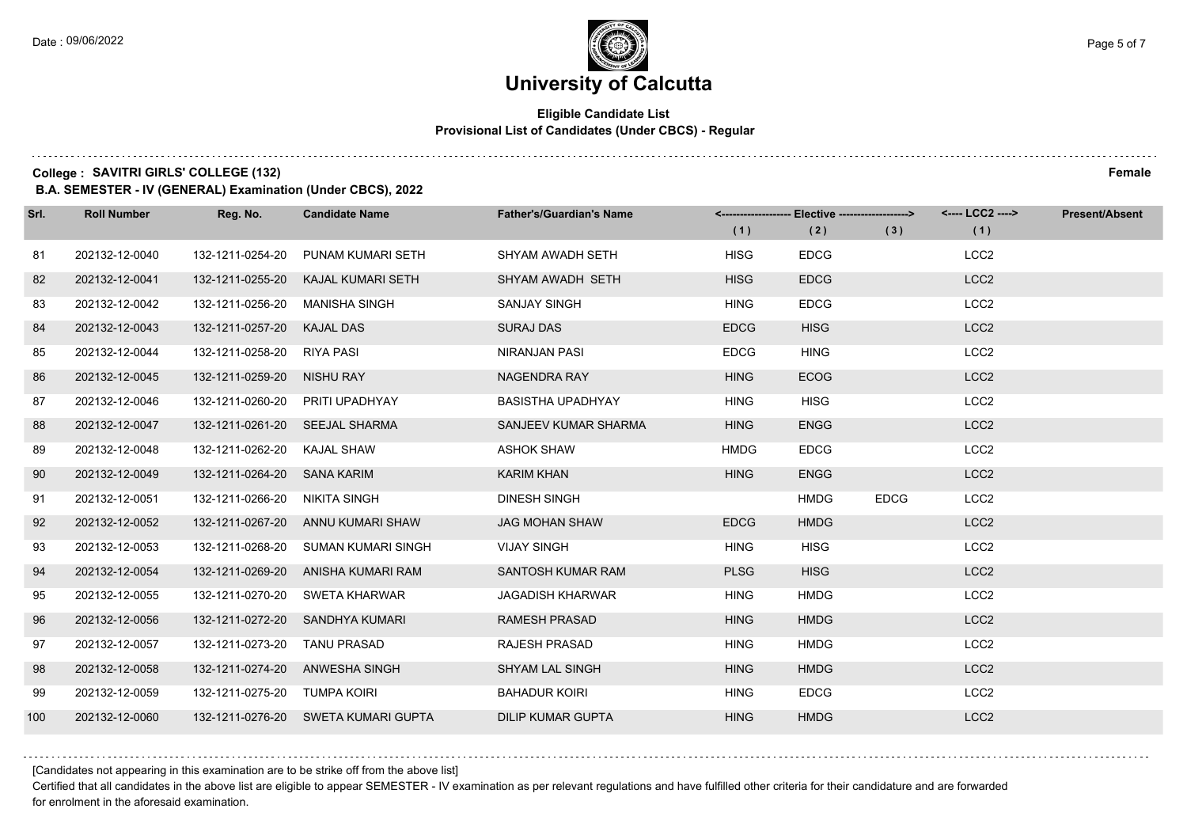# University of Calcutta

**Eligible Candidate List**
**Provisional List of Candidates (Under CBCS) - Regular**

**College : SAVITRI GIRLS' COLLEGE (132)** **Female**

**B.A. SEMESTER - IV (GENERAL) Examination (Under CBCS), 2022**

| Srl. | Roll Number | Reg. No. | Candidate Name | Father's/Guardian's Name | Elective (1) | Elective (2) | Elective (3) | LCC2 (1) | Present/Absent |
|---|---|---|---|---|---|---|---|---|---|
| 81 | 202132-12-0040 | 132-1211-0254-20 | PUNAM KUMARI SETH | SHYAM AWADH SETH | HISG | EDCG | | LCC2 | |
| 82 | 202132-12-0041 | 132-1211-0255-20 | KAJAL KUMARI SETH | SHYAM AWADH SETH | HISG | EDCG | | LCC2 | |
| 83 | 202132-12-0042 | 132-1211-0256-20 | MANISHA SINGH | SANJAY SINGH | HING | EDCG | | LCC2 | |
| 84 | 202132-12-0043 | 132-1211-0257-20 | KAJAL DAS | SURAJ DAS | EDCG | HISG | | LCC2 | |
| 85 | 202132-12-0044 | 132-1211-0258-20 | RIYA PASI | NIRANJAN PASI | EDCG | HING | | LCC2 | |
| 86 | 202132-12-0045 | 132-1211-0259-20 | NISHU RAY | NAGENDRA RAY | HING | ECOG | | LCC2 | |
| 87 | 202132-12-0046 | 132-1211-0260-20 | PRITI UPADHYAY | BASISTHA UPADHYAY | HING | HISG | | LCC2 | |
| 88 | 202132-12-0047 | 132-1211-0261-20 | SEEJAL SHARMA | SANJEEV KUMAR SHARMA | HING | ENGG | | LCC2 | |
| 89 | 202132-12-0048 | 132-1211-0262-20 | KAJAL SHAW | ASHOK SHAW | HMDG | EDCG | | LCC2 | |
| 90 | 202132-12-0049 | 132-1211-0264-20 | SANA KARIM | KARIM KHAN | HING | ENGG | | LCC2 | |
| 91 | 202132-12-0051 | 132-1211-0266-20 | NIKITA SINGH | DINESH SINGH | | HMDG | EDCG | LCC2 | |
| 92 | 202132-12-0052 | 132-1211-0267-20 | ANNU KUMARI SHAW | JAG MOHAN SHAW | EDCG | HMDG | | LCC2 | |
| 93 | 202132-12-0053 | 132-1211-0268-20 | SUMAN KUMARI SINGH | VIJAY SINGH | HING | HISG | | LCC2 | |
| 94 | 202132-12-0054 | 132-1211-0269-20 | ANISHA KUMARI RAM | SANTOSH KUMAR RAM | PLSG | HISG | | LCC2 | |
| 95 | 202132-12-0055 | 132-1211-0270-20 | SWETA KHARWAR | JAGADISH KHARWAR | HING | HMDG | | LCC2 | |
| 96 | 202132-12-0056 | 132-1211-0272-20 | SANDHYA KUMARI | RAMESH PRASAD | HING | HMDG | | LCC2 | |
| 97 | 202132-12-0057 | 132-1211-0273-20 | TANU PRASAD | RAJESH PRASAD | HING | HMDG | | LCC2 | |
| 98 | 202132-12-0058 | 132-1211-0274-20 | ANWESHA SINGH | SHYAM LAL SINGH | HING | HMDG | | LCC2 | |
| 99 | 202132-12-0059 | 132-1211-0275-20 | TUMPA KOIRI | BAHADUR KOIRI | HING | EDCG | | LCC2 | |
| 100 | 202132-12-0060 | 132-1211-0276-20 | SWETA KUMARI GUPTA | DILIP KUMAR GUPTA | HING | HMDG | | LCC2 | |

[Candidates not appearing in this examination are to be strike off from the above list]

Certified that all candidates in the above list are eligible to appear SEMESTER - IV examination as per relevant regulations and have fulfilled other criteria for their candidature and are forwarded for enrolment in the aforesaid examination.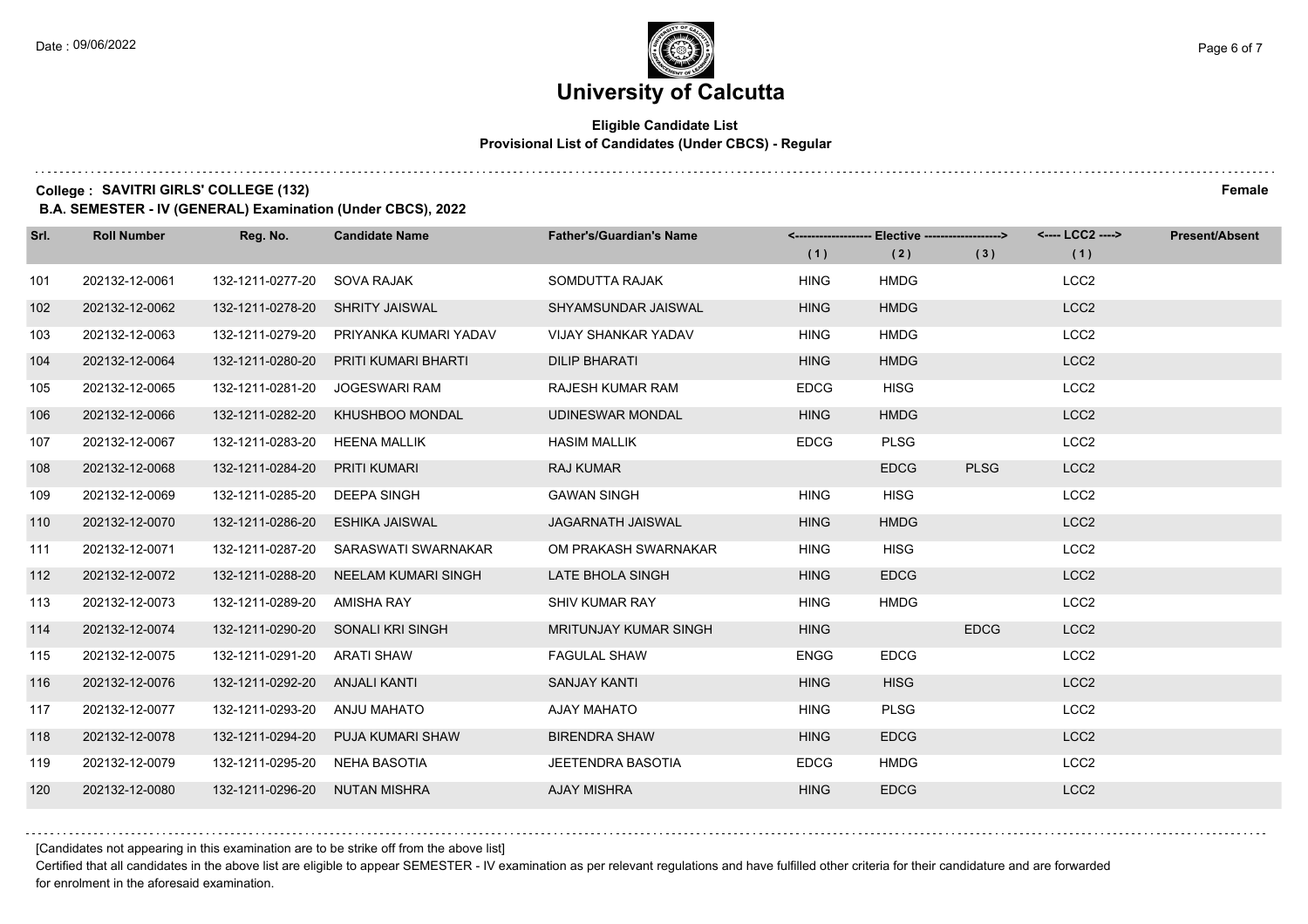# University of Calcutta

**Eligible Candidate List**
**Provisional List of Candidates (Under CBCS) - Regular**

**College : SAVITRI GIRLS' COLLEGE (132)** **Female**

**B.A. SEMESTER - IV (GENERAL) Examination (Under CBCS), 2022**

| Srl. | Roll Number | Reg. No. | Candidate Name | Father's/Guardian's Name | Elective (1) | Elective (2) | Elective (3) | LCC2 (1) | Present/Absent |
|---|---|---|---|---|---|---|---|---|---|
| 101 | 202132-12-0061 | 132-1211-0277-20 | SOVA RAJAK | SOMDUTTA RAJAK | HING | HMDG | | LCC2 | |
| 102 | 202132-12-0062 | 132-1211-0278-20 | SHRITY JAISWAL | SHYAMSUNDAR JAISWAL | HING | HMDG | | LCC2 | |
| 103 | 202132-12-0063 | 132-1211-0279-20 | PRIYANKA KUMARI YADAV | VIJAY SHANKAR YADAV | HING | HMDG | | LCC2 | |
| 104 | 202132-12-0064 | 132-1211-0280-20 | PRITI KUMARI BHARTI | DILIP BHARATI | HING | HMDG | | LCC2 | |
| 105 | 202132-12-0065 | 132-1211-0281-20 | JOGESWARI RAM | RAJESH KUMAR RAM | EDCG | HISG | | LCC2 | |
| 106 | 202132-12-0066 | 132-1211-0282-20 | KHUSHBOO MONDAL | UDINESWAR MONDAL | HING | HMDG | | LCC2 | |
| 107 | 202132-12-0067 | 132-1211-0283-20 | HEENA MALLIK | HASIM MALLIK | EDCG | PLSG | | LCC2 | |
| 108 | 202132-12-0068 | 132-1211-0284-20 | PRITI KUMARI | RAJ KUMAR | | EDCG | PLSG | LCC2 | |
| 109 | 202132-12-0069 | 132-1211-0285-20 | DEEPA SINGH | GAWAN SINGH | HING | HISG | | LCC2 | |
| 110 | 202132-12-0070 | 132-1211-0286-20 | ESHIKA JAISWAL | JAGARNATH JAISWAL | HING | HMDG | | LCC2 | |
| 111 | 202132-12-0071 | 132-1211-0287-20 | SARASWATI SWARNAKAR | OM PRAKASH SWARNAKAR | HING | HISG | | LCC2 | |
| 112 | 202132-12-0072 | 132-1211-0288-20 | NEELAM KUMARI SINGH | LATE BHOLA SINGH | HING | EDCG | | LCC2 | |
| 113 | 202132-12-0073 | 132-1211-0289-20 | AMISHA RAY | SHIV KUMAR RAY | HING | HMDG | | LCC2 | |
| 114 | 202132-12-0074 | 132-1211-0290-20 | SONALI KRI SINGH | MRITUNJAY KUMAR SINGH | HING | | EDCG | LCC2 | |
| 115 | 202132-12-0075 | 132-1211-0291-20 | ARATI SHAW | FAGULAL SHAW | ENGG | EDCG | | LCC2 | |
| 116 | 202132-12-0076 | 132-1211-0292-20 | ANJALI KANTI | SANJAY KANTI | HING | HISG | | LCC2 | |
| 117 | 202132-12-0077 | 132-1211-0293-20 | ANJU MAHATO | AJAY MAHATO | HING | PLSG | | LCC2 | |
| 118 | 202132-12-0078 | 132-1211-0294-20 | PUJA KUMARI SHAW | BIRENDRA SHAW | HING | EDCG | | LCC2 | |
| 119 | 202132-12-0079 | 132-1211-0295-20 | NEHA BASOTIA | JEETENDRA BASOTIA | EDCG | HMDG | | LCC2 | |
| 120 | 202132-12-0080 | 132-1211-0296-20 | NUTAN MISHRA | AJAY MISHRA | HING | EDCG | | LCC2 | |

[Candidates not appearing in this examination are to be strike off from the above list]

Certified that all candidates in the above list are eligible to appear SEMESTER - IV examination as per relevant regulations and have fulfilled other criteria for their candidature and are forwarded for enrolment in the aforesaid examination.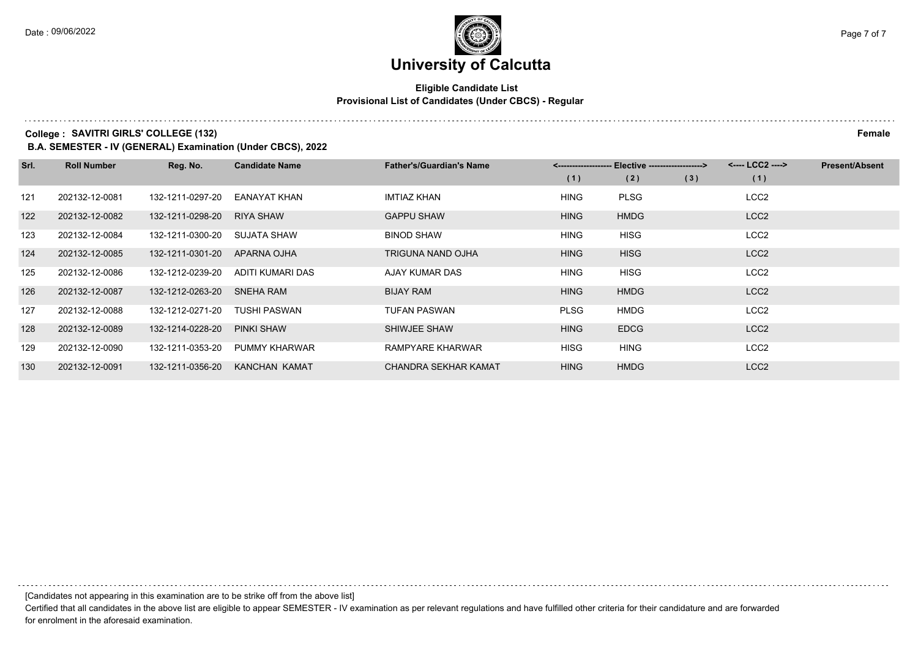# University of Calcutta

**Eligible Candidate List**
**Provisional List of Candidates (Under CBCS) - Regular**

**College : SAVITRI GIRLS' COLLEGE (132)** **Female**

**B.A. SEMESTER - IV (GENERAL) Examination (Under CBCS), 2022**

| Srl. | Roll Number | Reg. No. | Candidate Name | Father's/Guardian's Name | Elective (1) | Elective (2) | Elective (3) | LCC2 (1) | Present/Absent |
|---|---|---|---|---|---|---|---|---|---|
| 121 | 202132-12-0081 | 132-1211-0297-20 | EANAYAT KHAN | IMTIAZ KHAN | HING | PLSG | | LCC2 | |
| 122 | 202132-12-0082 | 132-1211-0298-20 | RIYA SHAW | GAPPU SHAW | HING | HMDG | | LCC2 | |
| 123 | 202132-12-0084 | 132-1211-0300-20 | SUJATA SHAW | BINOD SHAW | HING | HISG | | LCC2 | |
| 124 | 202132-12-0085 | 132-1211-0301-20 | APARNA OJHA | TRIGUNA NAND OJHA | HING | HISG | | LCC2 | |
| 125 | 202132-12-0086 | 132-1212-0239-20 | ADITI KUMARI DAS | AJAY KUMAR DAS | HING | HISG | | LCC2 | |
| 126 | 202132-12-0087 | 132-1212-0263-20 | SNEHA RAM | BIJAY RAM | HING | HMDG | | LCC2 | |
| 127 | 202132-12-0088 | 132-1212-0271-20 | TUSHI PASWAN | TUFAN PASWAN | PLSG | HMDG | | LCC2 | |
| 128 | 202132-12-0089 | 132-1214-0228-20 | PINKI SHAW | SHIWJEE SHAW | HING | EDCG | | LCC2 | |
| 129 | 202132-12-0090 | 132-1211-0353-20 | PUMMY KHARWAR | RAMPYARE KHARWAR | HISG | HING | | LCC2 | |
| 130 | 202132-12-0091 | 132-1211-0356-20 | KANCHAN KAMAT | CHANDRA SEKHAR KAMAT | HING | HMDG | | LCC2 | |

[Candidates not appearing in this examination are to be strike off from the above list]

Certified that all candidates in the above list are eligible to appear SEMESTER - IV examination as per relevant regulations and have fulfilled other criteria for their candidature and are forwarded for enrolment in the aforesaid examination.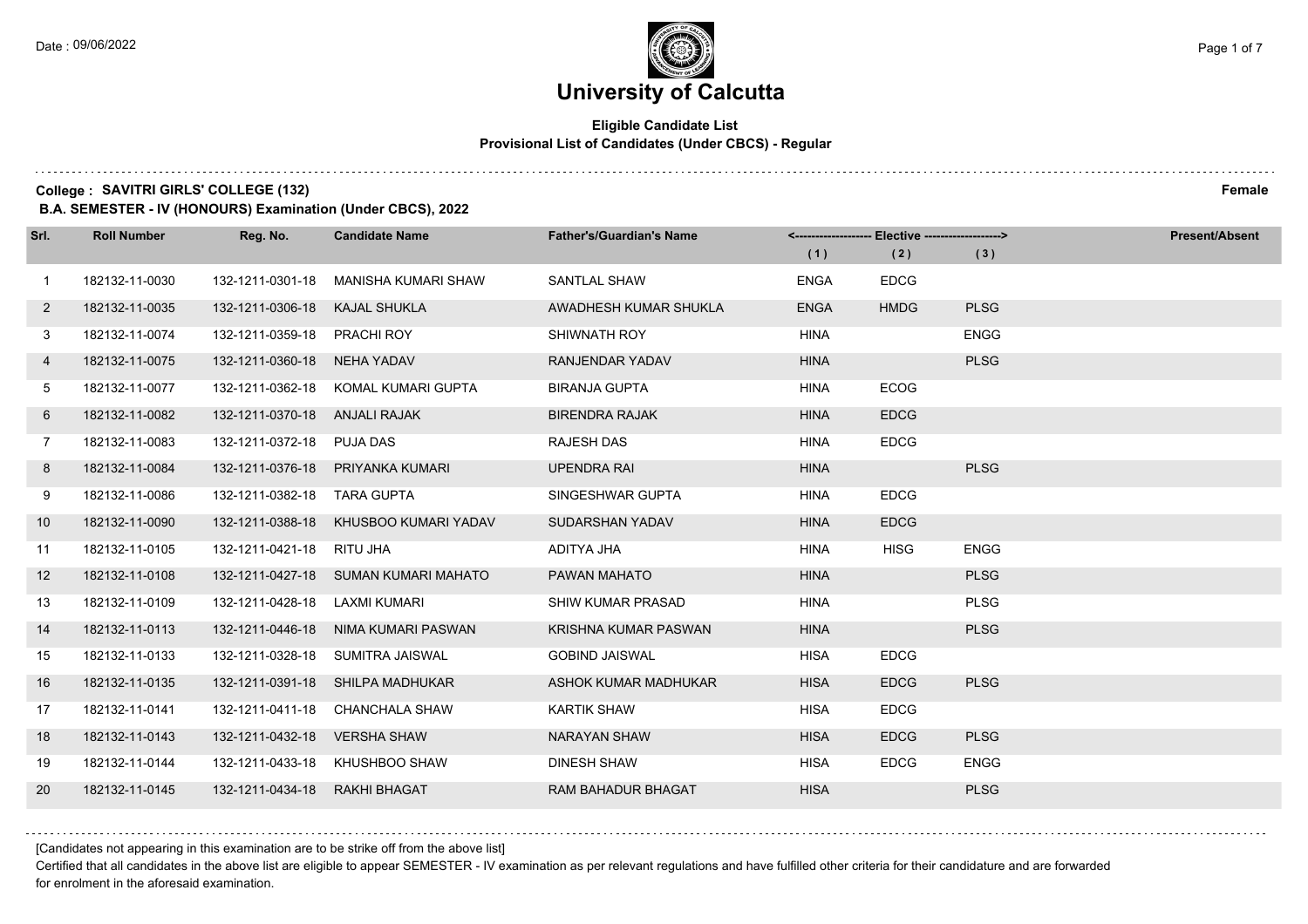# University of Calcutta

**Eligible Candidate List**
**Provisional List of Candidates (Under CBCS) - Regular**

**College : SAVITRI GIRLS' COLLEGE (132)** **Female**

**B.A. SEMESTER - IV (HONOURS) Examination (Under CBCS), 2022**

| Srl. | Roll Number | Reg. No. | Candidate Name | Father's/Guardian's Name | Elective (1) | Elective (2) | Elective (3) | Present/Absent |
|---|---|---|---|---|---|---|---|---|
| 1 | 182132-11-0030 | 132-1211-0301-18 | MANISHA KUMARI SHAW | SANTLAL SHAW | ENGA | EDCG | | |
| 2 | 182132-11-0035 | 132-1211-0306-18 | KAJAL SHUKLA | AWADHESH KUMAR SHUKLA | ENGA | HMDG | PLSG | |
| 3 | 182132-11-0074 | 132-1211-0359-18 | PRACHI ROY | SHIWNATH ROY | HINA | | ENGG | |
| 4 | 182132-11-0075 | 132-1211-0360-18 | NEHA YADAV | RANJENDAR YADAV | HINA | | PLSG | |
| 5 | 182132-11-0077 | 132-1211-0362-18 | KOMAL KUMARI GUPTA | BIRANJA GUPTA | HINA | ECOG | | |
| 6 | 182132-11-0082 | 132-1211-0370-18 | ANJALI RAJAK | BIRENDRA RAJAK | HINA | EDCG | | |
| 7 | 182132-11-0083 | 132-1211-0372-18 | PUJA DAS | RAJESH DAS | HINA | EDCG | | |
| 8 | 182132-11-0084 | 132-1211-0376-18 | PRIYANKA KUMARI | UPENDRA RAI | HINA | | PLSG | |
| 9 | 182132-11-0086 | 132-1211-0382-18 | TARA GUPTA | SINGESHWAR GUPTA | HINA | EDCG | | |
| 10 | 182132-11-0090 | 132-1211-0388-18 | KHUSBOO KUMARI YADAV | SUDARSHAN YADAV | HINA | EDCG | | |
| 11 | 182132-11-0105 | 132-1211-0421-18 | RITU JHA | ADITYA JHA | HINA | HISG | ENGG | |
| 12 | 182132-11-0108 | 132-1211-0427-18 | SUMAN KUMARI MAHATO | PAWAN MAHATO | HINA | | PLSG | |
| 13 | 182132-11-0109 | 132-1211-0428-18 | LAXMI KUMARI | SHIW KUMAR PRASAD | HINA | | PLSG | |
| 14 | 182132-11-0113 | 132-1211-0446-18 | NIMA KUMARI PASWAN | KRISHNA KUMAR PASWAN | HINA | | PLSG | |
| 15 | 182132-11-0133 | 132-1211-0328-18 | SUMITRA JAISWAL | GOBIND JAISWAL | HISA | EDCG | | |
| 16 | 182132-11-0135 | 132-1211-0391-18 | SHILPA MADHUKAR | ASHOK KUMAR MADHUKAR | HISA | EDCG | PLSG | |
| 17 | 182132-11-0141 | 132-1211-0411-18 | CHANCHALA SHAW | KARTIK SHAW | HISA | EDCG | | |
| 18 | 182132-11-0143 | 132-1211-0432-18 | VERSHA SHAW | NARAYAN SHAW | HISA | EDCG | PLSG | |
| 19 | 182132-11-0144 | 132-1211-0433-18 | KHUSHBOO SHAW | DINESH SHAW | HISA | EDCG | ENGG | |
| 20 | 182132-11-0145 | 132-1211-0434-18 | RAKHI BHAGAT | RAM BAHADUR BHAGAT | HISA | | PLSG | |

[Candidates not appearing in this examination are to be strike off from the above list]

Certified that all candidates in the above list are eligible to appear SEMESTER - IV examination as per relevant regulations and have fulfilled other criteria for their candidature and are forwarded for enrolment in the aforesaid examination.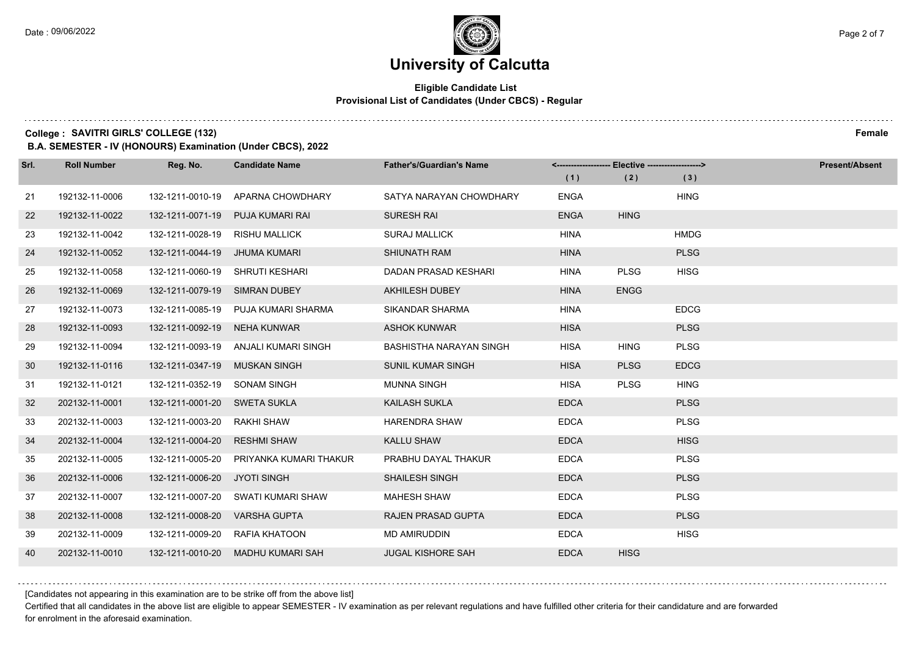# University of Calcutta

**Eligible Candidate List**
**Provisional List of Candidates (Under CBCS) - Regular**

**College : SAVITRI GIRLS' COLLEGE (132)** **Female**

**B.A. SEMESTER - IV (HONOURS) Examination (Under CBCS), 2022**

| Srl. | Roll Number | Reg. No. | Candidate Name | Father's/Guardian's Name | Elective (1) | Elective (2) | Elective (3) | Present/Absent |
|---|---|---|---|---|---|---|---|---|
| 21 | 192132-11-0006 | 132-1211-0010-19 | APARNA CHOWDHARY | SATYA NARAYAN CHOWDHARY | ENGA | | HING | |
| 22 | 192132-11-0022 | 132-1211-0071-19 | PUJA KUMARI RAI | SURESH RAI | ENGA | HING | | |
| 23 | 192132-11-0042 | 132-1211-0028-19 | RISHU MALLICK | SURAJ MALLICK | HINA | | HMDG | |
| 24 | 192132-11-0052 | 132-1211-0044-19 | JHUMA KUMARI | SHIUNATH RAM | HINA | | PLSG | |
| 25 | 192132-11-0058 | 132-1211-0060-19 | SHRUTI KESHARI | DADAN PRASAD KESHARI | HINA | PLSG | HISG | |
| 26 | 192132-11-0069 | 132-1211-0079-19 | SIMRAN DUBEY | AKHILESH DUBEY | HINA | ENGG | | |
| 27 | 192132-11-0073 | 132-1211-0085-19 | PUJA KUMARI SHARMA | SIKANDAR SHARMA | HINA | | EDCG | |
| 28 | 192132-11-0093 | 132-1211-0092-19 | NEHA KUNWAR | ASHOK KUNWAR | HISA | | PLSG | |
| 29 | 192132-11-0094 | 132-1211-0093-19 | ANJALI KUMARI SINGH | BASHISTHA NARAYAN SINGH | HISA | HING | PLSG | |
| 30 | 192132-11-0116 | 132-1211-0347-19 | MUSKAN SINGH | SUNIL KUMAR SINGH | HISA | PLSG | EDCG | |
| 31 | 192132-11-0121 | 132-1211-0352-19 | SONAM SINGH | MUNNA SINGH | HISA | PLSG | HING | |
| 32 | 202132-11-0001 | 132-1211-0001-20 | SWETA SUKLA | KAILASH SUKLA | EDCA | | PLSG | |
| 33 | 202132-11-0003 | 132-1211-0003-20 | RAKHI SHAW | HARENDRA SHAW | EDCA | | PLSG | |
| 34 | 202132-11-0004 | 132-1211-0004-20 | RESHMI SHAW | KALLU SHAW | EDCA | | HISG | |
| 35 | 202132-11-0005 | 132-1211-0005-20 | PRIYANKA KUMARI THAKUR | PRABHU DAYAL THAKUR | EDCA | | PLSG | |
| 36 | 202132-11-0006 | 132-1211-0006-20 | JYOTI SINGH | SHAILESH SINGH | EDCA | | PLSG | |
| 37 | 202132-11-0007 | 132-1211-0007-20 | SWATI KUMARI SHAW | MAHESH SHAW | EDCA | | PLSG | |
| 38 | 202132-11-0008 | 132-1211-0008-20 | VARSHA GUPTA | RAJEN PRASAD GUPTA | EDCA | | PLSG | |
| 39 | 202132-11-0009 | 132-1211-0009-20 | RAFIA KHATOON | MD AMIRUDDIN | EDCA | | HISG | |
| 40 | 202132-11-0010 | 132-1211-0010-20 | MADHU KUMARI SAH | JUGAL KISHORE SAH | EDCA | HISG | | |

[Candidates not appearing in this examination are to be strike off from the above list]

Certified that all candidates in the above list are eligible to appear SEMESTER - IV examination as per relevant regulations and have fulfilled other criteria for their candidature and are forwarded for enrolment in the aforesaid examination.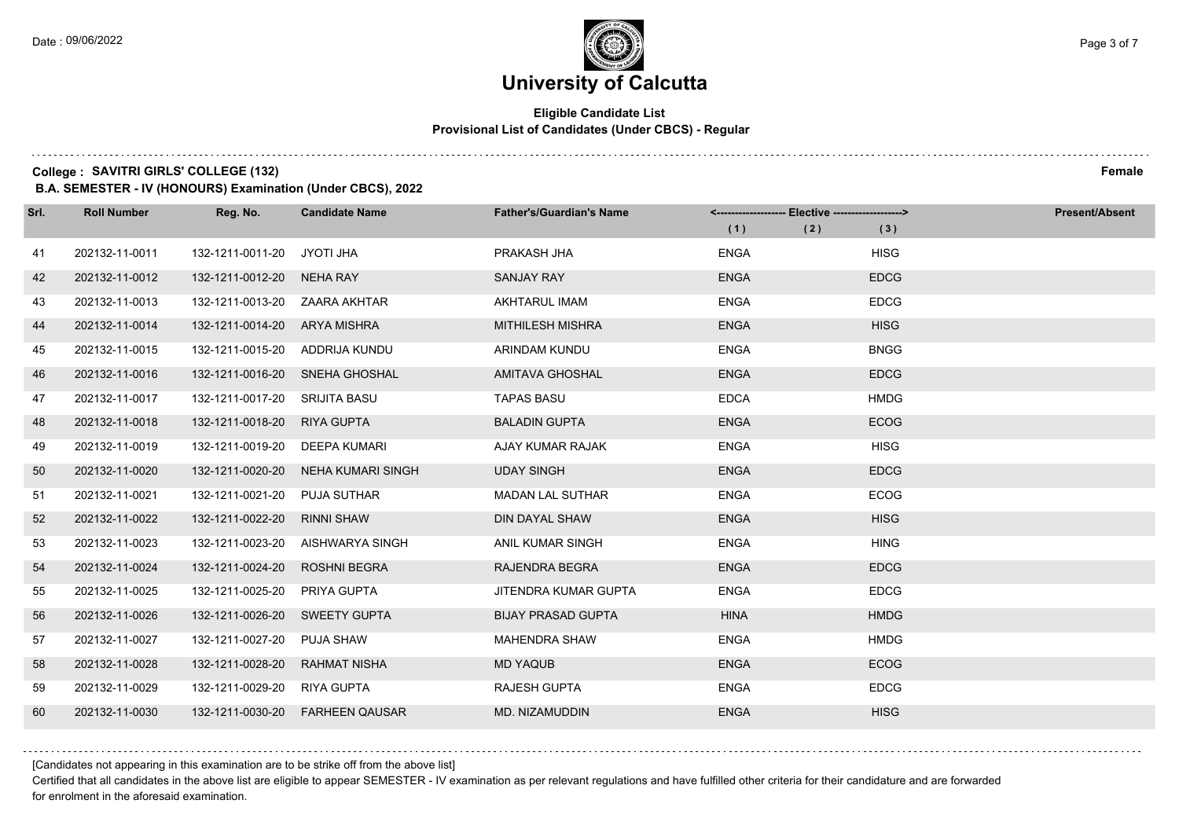# University of Calcutta

**Eligible Candidate List**
**Provisional List of Candidates (Under CBCS) - Regular**

**College : SAVITRI GIRLS' COLLEGE (132)** **Female**

**B.A. SEMESTER - IV (HONOURS) Examination (Under CBCS), 2022**

| Srl. | Roll Number | Reg. No. | Candidate Name | Father's/Guardian's Name | Elective (1) | Elective (2) | Elective (3) | Present/Absent |
|---|---|---|---|---|---|---|---|---|
| 41 | 202132-11-0011 | 132-1211-0011-20 | JYOTI JHA | PRAKASH JHA | ENGA | | HISG | |
| 42 | 202132-11-0012 | 132-1211-0012-20 | NEHA RAY | SANJAY RAY | ENGA | | EDCG | |
| 43 | 202132-11-0013 | 132-1211-0013-20 | ZAARA AKHTAR | AKHTARUL IMAM | ENGA | | EDCG | |
| 44 | 202132-11-0014 | 132-1211-0014-20 | ARYA MISHRA | MITHILESH MISHRA | ENGA | | HISG | |
| 45 | 202132-11-0015 | 132-1211-0015-20 | ADDRIJA KUNDU | ARINDAM KUNDU | ENGA | | BNGG | |
| 46 | 202132-11-0016 | 132-1211-0016-20 | SNEHA GHOSHAL | AMITAVA GHOSHAL | ENGA | | EDCG | |
| 47 | 202132-11-0017 | 132-1211-0017-20 | SRIJITA BASU | TAPAS BASU | EDCA | | HMDG | |
| 48 | 202132-11-0018 | 132-1211-0018-20 | RIYA GUPTA | BALADIN GUPTA | ENGA | | ECOG | |
| 49 | 202132-11-0019 | 132-1211-0019-20 | DEEPA KUMARI | AJAY KUMAR RAJAK | ENGA | | HISG | |
| 50 | 202132-11-0020 | 132-1211-0020-20 | NEHA KUMARI SINGH | UDAY SINGH | ENGA | | EDCG | |
| 51 | 202132-11-0021 | 132-1211-0021-20 | PUJA SUTHAR | MADAN LAL SUTHAR | ENGA | | ECOG | |
| 52 | 202132-11-0022 | 132-1211-0022-20 | RINNI SHAW | DIN DAYAL SHAW | ENGA | | HISG | |
| 53 | 202132-11-0023 | 132-1211-0023-20 | AISHWARYA SINGH | ANIL KUMAR SINGH | ENGA | | HING | |
| 54 | 202132-11-0024 | 132-1211-0024-20 | ROSHNI BEGRA | RAJENDRA BEGRA | ENGA | | EDCG | |
| 55 | 202132-11-0025 | 132-1211-0025-20 | PRIYA GUPTA | JITENDRA KUMAR GUPTA | ENGA | | EDCG | |
| 56 | 202132-11-0026 | 132-1211-0026-20 | SWEETY GUPTA | BIJAY PRASAD GUPTA | HINA | | HMDG | |
| 57 | 202132-11-0027 | 132-1211-0027-20 | PUJA SHAW | MAHENDRA SHAW | ENGA | | HMDG | |
| 58 | 202132-11-0028 | 132-1211-0028-20 | RAHMAT NISHA | MD YAQUB | ENGA | | ECOG | |
| 59 | 202132-11-0029 | 132-1211-0029-20 | RIYA GUPTA | RAJESH GUPTA | ENGA | | EDCG | |
| 60 | 202132-11-0030 | 132-1211-0030-20 | FARHEEN QAUSAR | MD. NIZAMUDDIN | ENGA | | HISG | |

[Candidates not appearing in this examination are to be strike off from the above list]

Certified that all candidates in the above list are eligible to appear SEMESTER - IV examination as per relevant regulations and have fulfilled other criteria for their candidature and are forwarded for enrolment in the aforesaid examination.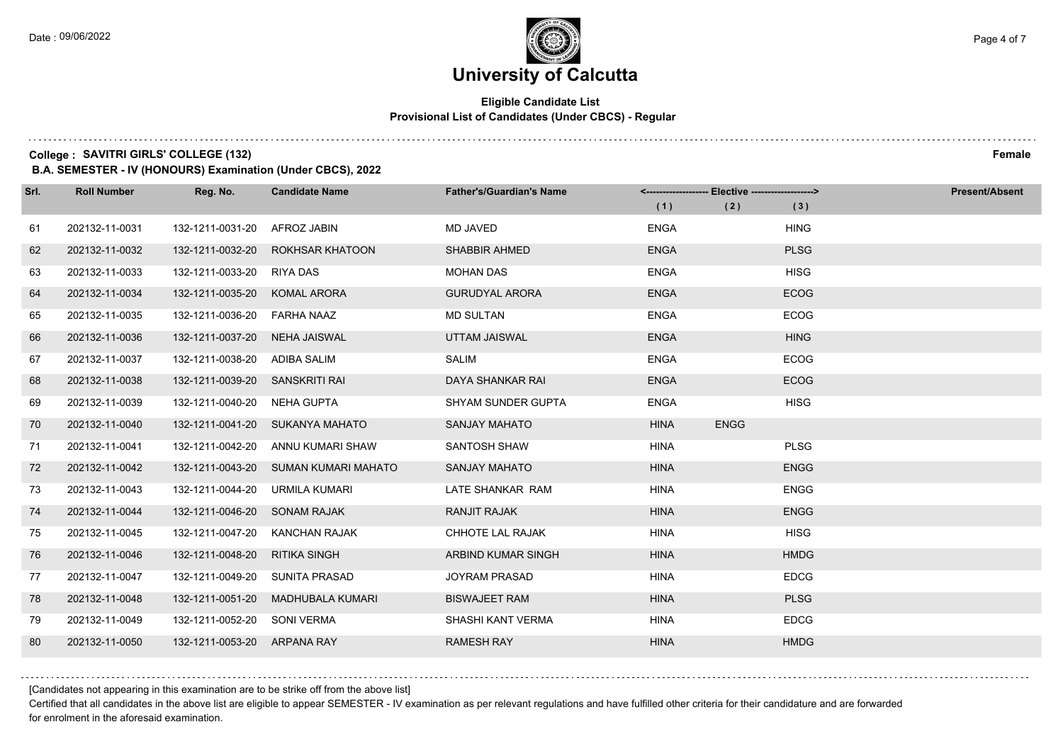# University of Calcutta

**Eligible Candidate List**
**Provisional List of Candidates (Under CBCS) - Regular**

**College : SAVITRI GIRLS' COLLEGE (132)** **Female**

**B.A. SEMESTER - IV (HONOURS) Examination (Under CBCS), 2022**

| Srl. | Roll Number | Reg. No. | Candidate Name | Father's/Guardian's Name | Elective (1) | Elective (2) | Elective (3) | Present/Absent |
|---|---|---|---|---|---|---|---|---|
| 61 | 202132-11-0031 | 132-1211-0031-20 | AFROZ JABIN | MD JAVED | ENGA | | HING | |
| 62 | 202132-11-0032 | 132-1211-0032-20 | ROKHSAR KHATOON | SHABBIR AHMED | ENGA | | PLSG | |
| 63 | 202132-11-0033 | 132-1211-0033-20 | RIYA DAS | MOHAN DAS | ENGA | | HISG | |
| 64 | 202132-11-0034 | 132-1211-0035-20 | KOMAL ARORA | GURUDYAL ARORA | ENGA | | ECOG | |
| 65 | 202132-11-0035 | 132-1211-0036-20 | FARHA NAAZ | MD SULTAN | ENGA | | ECOG | |
| 66 | 202132-11-0036 | 132-1211-0037-20 | NEHA JAISWAL | UTTAM JAISWAL | ENGA | | HING | |
| 67 | 202132-11-0037 | 132-1211-0038-20 | ADIBA SALIM | SALIM | ENGA | | ECOG | |
| 68 | 202132-11-0038 | 132-1211-0039-20 | SANSKRITI RAI | DAYA SHANKAR RAI | ENGA | | ECOG | |
| 69 | 202132-11-0039 | 132-1211-0040-20 | NEHA GUPTA | SHYAM SUNDER GUPTA | ENGA | | HISG | |
| 70 | 202132-11-0040 | 132-1211-0041-20 | SUKANYA MAHATO | SANJAY MAHATO | HINA | ENGG | | |
| 71 | 202132-11-0041 | 132-1211-0042-20 | ANNU KUMARI SHAW | SANTOSH SHAW | HINA | | PLSG | |
| 72 | 202132-11-0042 | 132-1211-0043-20 | SUMAN KUMARI MAHATO | SANJAY MAHATO | HINA | | ENGG | |
| 73 | 202132-11-0043 | 132-1211-0044-20 | URMILA KUMARI | LATE SHANKAR RAM | HINA | | ENGG | |
| 74 | 202132-11-0044 | 132-1211-0046-20 | SONAM RAJAK | RANJIT RAJAK | HINA | | ENGG | |
| 75 | 202132-11-0045 | 132-1211-0047-20 | KANCHAN RAJAK | CHHOTE LAL RAJAK | HINA | | HISG | |
| 76 | 202132-11-0046 | 132-1211-0048-20 | RITIKA SINGH | ARBIND KUMAR SINGH | HINA | | HMDG | |
| 77 | 202132-11-0047 | 132-1211-0049-20 | SUNITA PRASAD | JOYRAM PRASAD | HINA | | EDCG | |
| 78 | 202132-11-0048 | 132-1211-0051-20 | MADHUBALA KUMARI | BISWAJEET RAM | HINA | | PLSG | |
| 79 | 202132-11-0049 | 132-1211-0052-20 | SONI VERMA | SHASHI KANT VERMA | HINA | | EDCG | |
| 80 | 202132-11-0050 | 132-1211-0053-20 | ARPANA RAY | RAMESH RAY | HINA | | HMDG | |

[Candidates not appearing in this examination are to be strike off from the above list]

Certified that all candidates in the above list are eligible to appear SEMESTER - IV examination as per relevant regulations and have fulfilled other criteria for their candidature and are forwarded for enrolment in the aforesaid examination.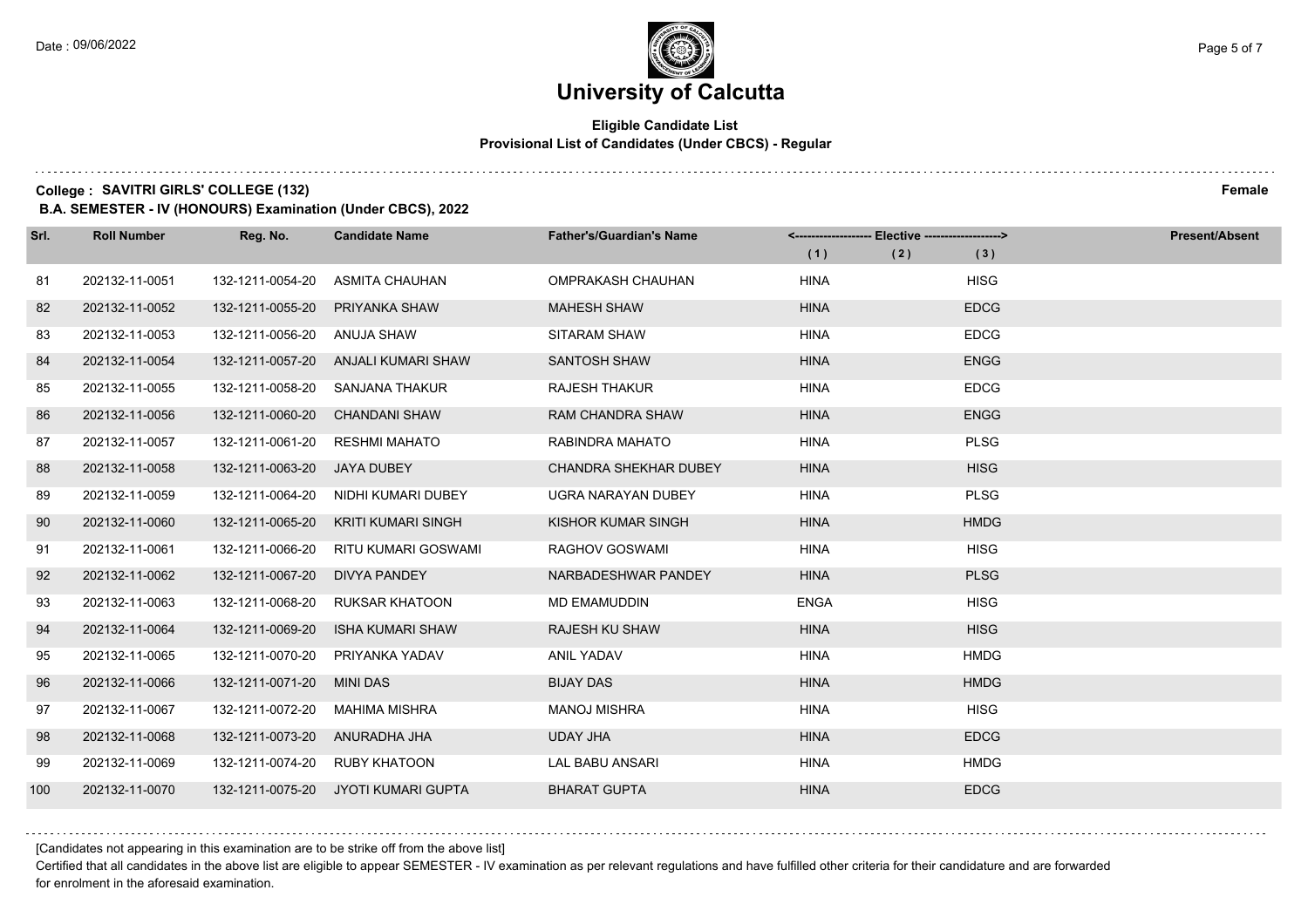# University of Calcutta

**Eligible Candidate List**
**Provisional List of Candidates (Under CBCS) - Regular**

**College : SAVITRI GIRLS' COLLEGE (132)** **Female**

**B.A. SEMESTER - IV (HONOURS) Examination (Under CBCS), 2022**

| Srl. | Roll Number | Reg. No. | Candidate Name | Father's/Guardian's Name | Elective (1) | Elective (2) | Elective (3) | Present/Absent |
|---|---|---|---|---|---|---|---|---|
| 81 | 202132-11-0051 | 132-1211-0054-20 | ASMITA CHAUHAN | OMPRAKASH CHAUHAN | HINA | | HISG | |
| 82 | 202132-11-0052 | 132-1211-0055-20 | PRIYANKA SHAW | MAHESH SHAW | HINA | | EDCG | |
| 83 | 202132-11-0053 | 132-1211-0056-20 | ANUJA SHAW | SITARAM SHAW | HINA | | EDCG | |
| 84 | 202132-11-0054 | 132-1211-0057-20 | ANJALI KUMARI SHAW | SANTOSH SHAW | HINA | | ENGG | |
| 85 | 202132-11-0055 | 132-1211-0058-20 | SANJANA THAKUR | RAJESH THAKUR | HINA | | EDCG | |
| 86 | 202132-11-0056 | 132-1211-0060-20 | CHANDANI SHAW | RAM CHANDRA SHAW | HINA | | ENGG | |
| 87 | 202132-11-0057 | 132-1211-0061-20 | RESHMI MAHATO | RABINDRA MAHATO | HINA | | PLSG | |
| 88 | 202132-11-0058 | 132-1211-0063-20 | JAYA DUBEY | CHANDRA SHEKHAR DUBEY | HINA | | HISG | |
| 89 | 202132-11-0059 | 132-1211-0064-20 | NIDHI KUMARI DUBEY | UGRA NARAYAN DUBEY | HINA | | PLSG | |
| 90 | 202132-11-0060 | 132-1211-0065-20 | KRITI KUMARI SINGH | KISHOR KUMAR SINGH | HINA | | HMDG | |
| 91 | 202132-11-0061 | 132-1211-0066-20 | RITU KUMARI GOSWAMI | RAGHOV GOSWAMI | HINA | | HISG | |
| 92 | 202132-11-0062 | 132-1211-0067-20 | DIVYA PANDEY | NARBADESHWAR PANDEY | HINA | | PLSG | |
| 93 | 202132-11-0063 | 132-1211-0068-20 | RUKSAR KHATOON | MD EMAMUDDIN | ENGA | | HISG | |
| 94 | 202132-11-0064 | 132-1211-0069-20 | ISHA KUMARI SHAW | RAJESH KU SHAW | HINA | | HISG | |
| 95 | 202132-11-0065 | 132-1211-0070-20 | PRIYANKA YADAV | ANIL YADAV | HINA | | HMDG | |
| 96 | 202132-11-0066 | 132-1211-0071-20 | MINI DAS | BIJAY DAS | HINA | | HMDG | |
| 97 | 202132-11-0067 | 132-1211-0072-20 | MAHIMA MISHRA | MANOJ MISHRA | HINA | | HISG | |
| 98 | 202132-11-0068 | 132-1211-0073-20 | ANURADHA JHA | UDAY JHA | HINA | | EDCG | |
| 99 | 202132-11-0069 | 132-1211-0074-20 | RUBY KHATOON | LAL BABU ANSARI | HINA | | HMDG | |
| 100 | 202132-11-0070 | 132-1211-0075-20 | JYOTI KUMARI GUPTA | BHARAT GUPTA | HINA | | EDCG | |

[Candidates not appearing in this examination are to be strike off from the above list]

Certified that all candidates in the above list are eligible to appear SEMESTER - IV examination as per relevant regulations and have fulfilled other criteria for their candidature and are forwarded for enrolment in the aforesaid examination.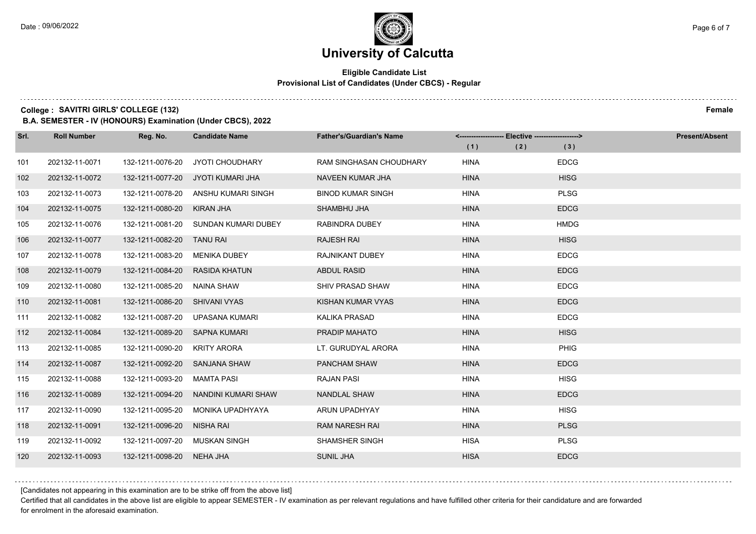# University of Calcutta

**Eligible Candidate List**
**Provisional List of Candidates (Under CBCS) - Regular**

**College : SAVITRI GIRLS' COLLEGE (132)** **Female**

**B.A. SEMESTER - IV (HONOURS) Examination (Under CBCS), 2022**

| Srl. | Roll Number | Reg. No. | Candidate Name | Father's/Guardian's Name | Elective (1) | Elective (2) | Elective (3) | Present/Absent |
|---|---|---|---|---|---|---|---|---|
| 101 | 202132-11-0071 | 132-1211-0076-20 | JYOTI CHOUDHARY | RAM SINGHASAN CHOUDHARY | HINA | | EDCG | |
| 102 | 202132-11-0072 | 132-1211-0077-20 | JYOTI KUMARI JHA | NAVEEN KUMAR JHA | HINA | | HISG | |
| 103 | 202132-11-0073 | 132-1211-0078-20 | ANSHU KUMARI SINGH | BINOD KUMAR SINGH | HINA | | PLSG | |
| 104 | 202132-11-0075 | 132-1211-0080-20 | KIRAN JHA | SHAMBHU JHA | HINA | | EDCG | |
| 105 | 202132-11-0076 | 132-1211-0081-20 | SUNDAN KUMARI DUBEY | RABINDRA DUBEY | HINA | | HMDG | |
| 106 | 202132-11-0077 | 132-1211-0082-20 | TANU RAI | RAJESH RAI | HINA | | HISG | |
| 107 | 202132-11-0078 | 132-1211-0083-20 | MENIKA DUBEY | RAJNIKANT DUBEY | HINA | | EDCG | |
| 108 | 202132-11-0079 | 132-1211-0084-20 | RASIDA KHATUN | ABDUL RASID | HINA | | EDCG | |
| 109 | 202132-11-0080 | 132-1211-0085-20 | NAINA SHAW | SHIV PRASAD SHAW | HINA | | EDCG | |
| 110 | 202132-11-0081 | 132-1211-0086-20 | SHIVANI VYAS | KISHAN KUMAR VYAS | HINA | | EDCG | |
| 111 | 202132-11-0082 | 132-1211-0087-20 | UPASANA KUMARI | KALIKA PRASAD | HINA | | EDCG | |
| 112 | 202132-11-0084 | 132-1211-0089-20 | SAPNA KUMARI | PRADIP MAHATO | HINA | | HISG | |
| 113 | 202132-11-0085 | 132-1211-0090-20 | KRITY ARORA | LT. GURUDYAL ARORA | HINA | | PHIG | |
| 114 | 202132-11-0087 | 132-1211-0092-20 | SANJANA SHAW | PANCHAM SHAW | HINA | | EDCG | |
| 115 | 202132-11-0088 | 132-1211-0093-20 | MAMTA PASI | RAJAN PASI | HINA | | HISG | |
| 116 | 202132-11-0089 | 132-1211-0094-20 | NANDINI KUMARI SHAW | NANDLAL SHAW | HINA | | EDCG | |
| 117 | 202132-11-0090 | 132-1211-0095-20 | MONIKA UPADHYAYA | ARUN UPADHYAY | HINA | | HISG | |
| 118 | 202132-11-0091 | 132-1211-0096-20 | NISHA RAI | RAM NARESH RAI | HINA | | PLSG | |
| 119 | 202132-11-0092 | 132-1211-0097-20 | MUSKAN SINGH | SHAMSHER SINGH | HISA | | PLSG | |
| 120 | 202132-11-0093 | 132-1211-0098-20 | NEHA JHA | SUNIL JHA | HISA | | EDCG | |

[Candidates not appearing in this examination are to be strike off from the above list]

Certified that all candidates in the above list are eligible to appear SEMESTER - IV examination as per relevant regulations and have fulfilled other criteria for their candidature and are forwarded for enrolment in the aforesaid examination.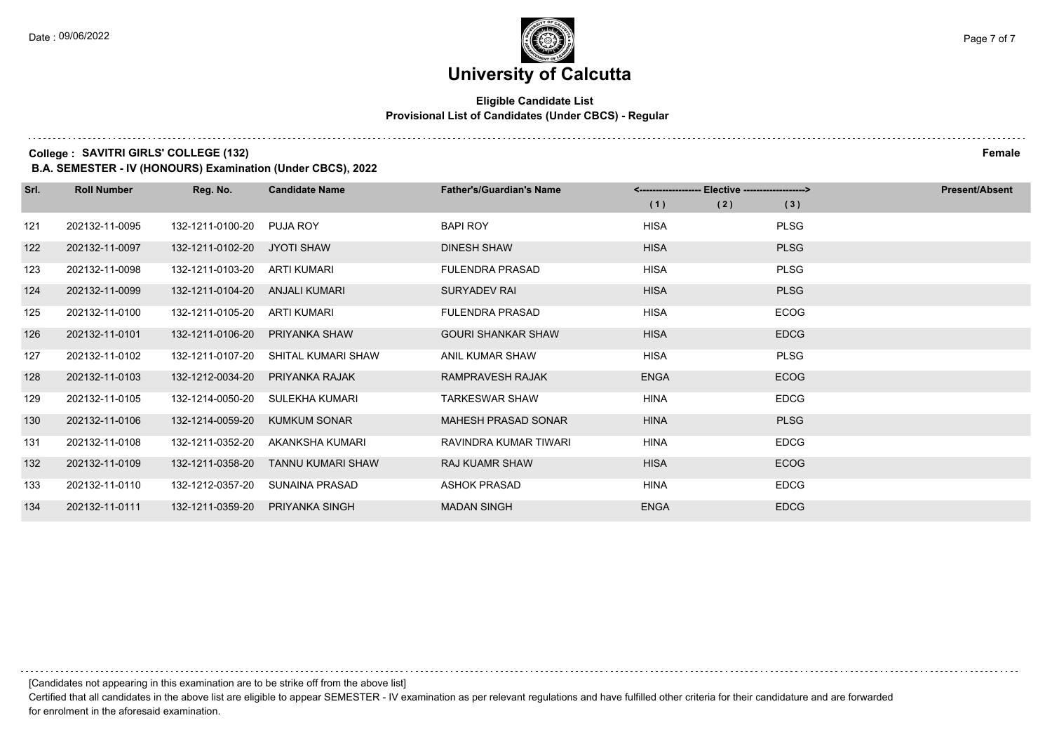# University of Calcutta

**Eligible Candidate List**
**Provisional List of Candidates (Under CBCS) - Regular**

**College : SAVITRI GIRLS' COLLEGE (132)** **Female**

**B.A. SEMESTER - IV (HONOURS) Examination (Under CBCS), 2022**

| Srl. | Roll Number | Reg. No. | Candidate Name | Father's/Guardian's Name | Elective (1) | Elective (2) | Elective (3) | Present/Absent |
|---|---|---|---|---|---|---|---|---|
| 121 | 202132-11-0095 | 132-1211-0100-20 | PUJA ROY | BAPI ROY | HISA | | PLSG | |
| 122 | 202132-11-0097 | 132-1211-0102-20 | JYOTI SHAW | DINESH SHAW | HISA | | PLSG | |
| 123 | 202132-11-0098 | 132-1211-0103-20 | ARTI KUMARI | FULENDRA PRASAD | HISA | | PLSG | |
| 124 | 202132-11-0099 | 132-1211-0104-20 | ANJALI KUMARI | SURYADEV RAI | HISA | | PLSG | |
| 125 | 202132-11-0100 | 132-1211-0105-20 | ARTI KUMARI | FULENDRA PRASAD | HISA | | ECOG | |
| 126 | 202132-11-0101 | 132-1211-0106-20 | PRIYANKA SHAW | GOURI SHANKAR SHAW | HISA | | EDCG | |
| 127 | 202132-11-0102 | 132-1211-0107-20 | SHITAL KUMARI SHAW | ANIL KUMAR SHAW | HISA | | PLSG | |
| 128 | 202132-11-0103 | 132-1212-0034-20 | PRIYANKA RAJAK | RAMPRAVESH RAJAK | ENGA | | ECOG | |
| 129 | 202132-11-0105 | 132-1214-0050-20 | SULEKHA KUMARI | TARKESWAR SHAW | HINA | | EDCG | |
| 130 | 202132-11-0106 | 132-1214-0059-20 | KUMKUM SONAR | MAHESH PRASAD SONAR | HINA | | PLSG | |
| 131 | 202132-11-0108 | 132-1211-0352-20 | AKANKSHA KUMARI | RAVINDRA KUMAR TIWARI | HINA | | EDCG | |
| 132 | 202132-11-0109 | 132-1211-0358-20 | TANNU KUMARI SHAW | RAJ KUAMR SHAW | HISA | | ECOG | |
| 133 | 202132-11-0110 | 132-1212-0357-20 | SUNAINA PRASAD | ASHOK PRASAD | HINA | | EDCG | |
| 134 | 202132-11-0111 | 132-1211-0359-20 | PRIYANKA SINGH | MADAN SINGH | ENGA | | EDCG | |

[Candidates not appearing in this examination are to be strike off from the above list]

Certified that all candidates in the above list are eligible to appear SEMESTER - IV examination as per relevant regulations and have fulfilled other criteria for their candidature and are forwarded for enrolment in the aforesaid examination.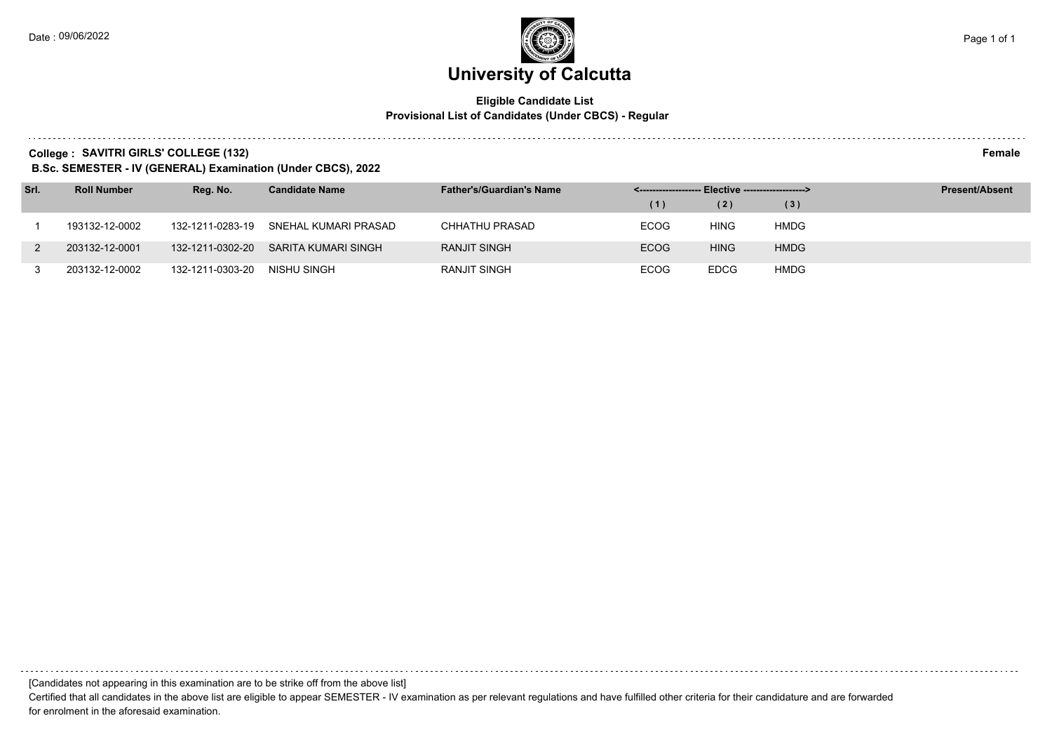Date : 09/06/2022

# University of Calcutta

**Eligible Candidate List**
**Provisional List of Candidates (Under CBCS) - Regular**

**College : SAVITRI GIRLS' COLLEGE (132)** **Female**
**B.Sc. SEMESTER - IV (GENERAL) Examination (Under CBCS), 2022**

| Srl. | Roll Number | Reg. No. | Candidate Name | Father's/Guardian's Name | <------------------- Elective -------------------> | | | Present/Absent |
|---|---|---|---|---|---|---|---|---|
| | | | | | (1) | (2) | (3) | |
| 1 | 193132-12-0002 | 132-1211-0283-19 | SNEHAL KUMARI PRASAD | CHHATHU PRASAD | ECOG | HING | HMDG | |
| 2 | 203132-12-0001 | 132-1211-0302-20 | SARITA KUMARI SINGH | RANJIT SINGH | ECOG | HING | HMDG | |
| 3 | 203132-12-0002 | 132-1211-0303-20 | NISHU SINGH | RANJIT SINGH | ECOG | EDCG | HMDG | |

[Candidates not appearing in this examination are to be strike off from the above list]

Certified that all candidates in the above list are eligible to appear SEMESTER - IV examination as per relevant regulations and have fulfilled other criteria for their candidature and are forwarded for enrolment in the aforesaid examination.